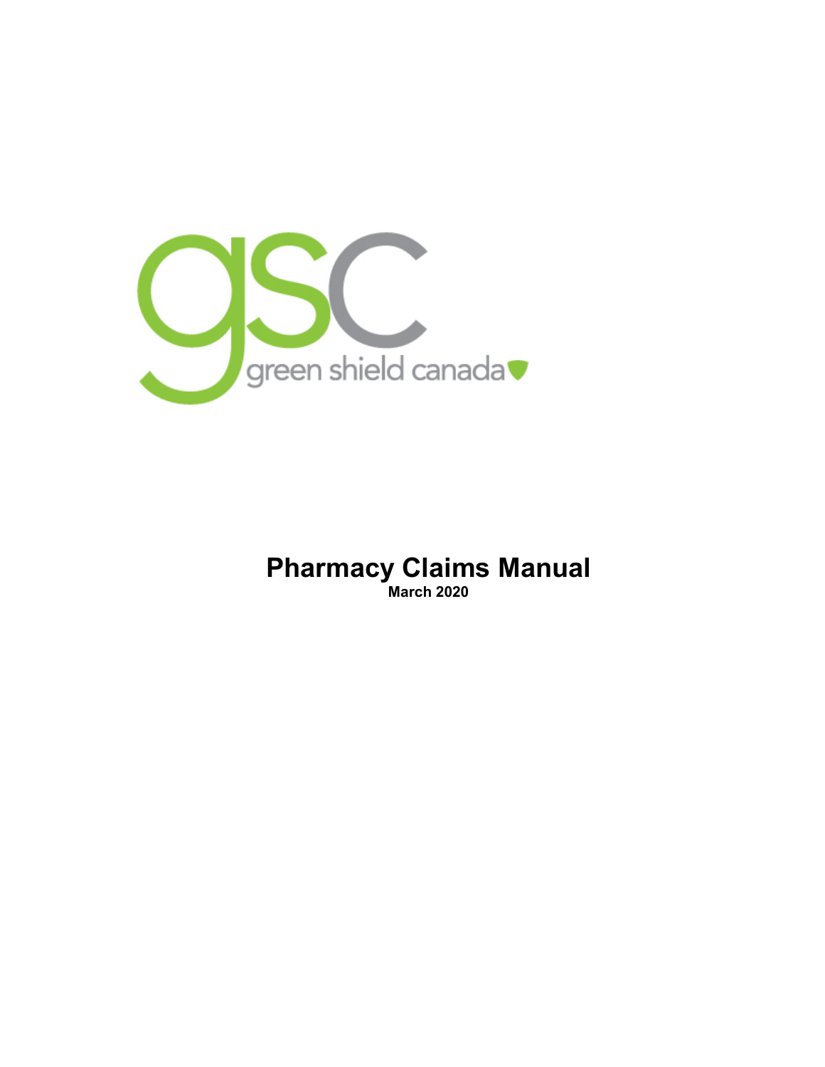gsc green shield canada

# Pharmacy Claims Manual

**March 2020**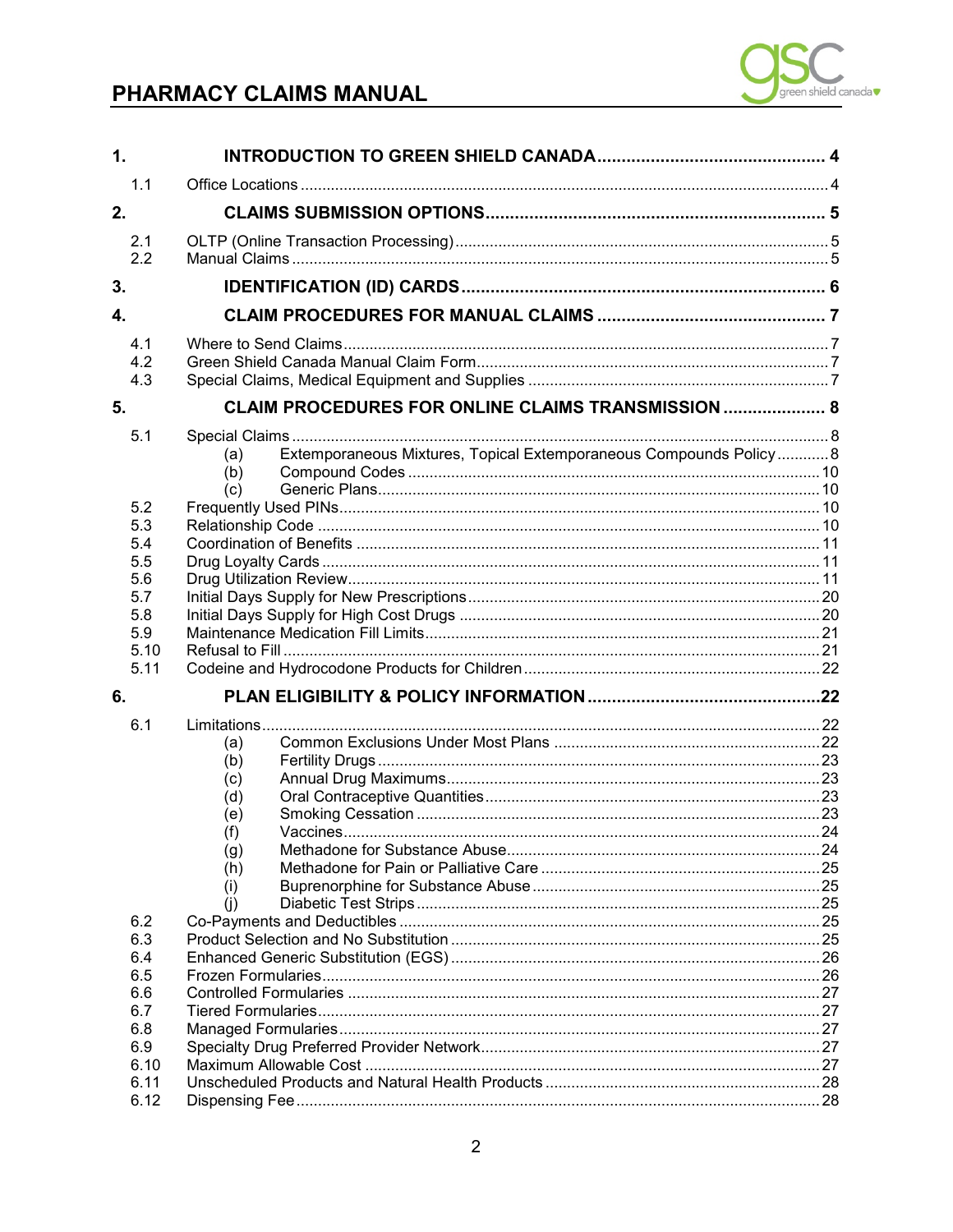| | | |
|---|---|---|
| **1.** | **INTRODUCTION TO GREEN SHIELD CANADA** | **4** |
| 1.1 | Office Locations | 4 |
| **2.** | **CLAIMS SUBMISSION OPTIONS** | **5** |
| 2.1 | OLTP (Online Transaction Processing) | 5 |
| 2.2 | Manual Claims | 5 |
| **3.** | **IDENTIFICATION (ID) CARDS** | **6** |
| **4.** | **CLAIM PROCEDURES FOR MANUAL CLAIMS** | **7** |
| 4.1 | Where to Send Claims | 7 |
| 4.2 | Green Shield Canada Manual Claim Form | 7 |
| 4.3 | Special Claims, Medical Equipment and Supplies | 7 |
| **5.** | **CLAIM PROCEDURES FOR ONLINE CLAIMS TRANSMISSION** | **8** |
| 5.1 | Special Claims | 8 |
| | (a) Extemporaneous Mixtures, Topical Extemporaneous Compounds Policy | 8 |
| | (b) Compound Codes | 10 |
| | (c) Generic Plans | 10 |
| 5.2 | Frequently Used PINs | 10 |
| 5.3 | Relationship Code | 10 |
| 5.4 | Coordination of Benefits | 11 |
| 5.5 | Drug Loyalty Cards | 11 |
| 5.6 | Drug Utilization Review | 11 |
| 5.7 | Initial Days Supply for New Prescriptions | 20 |
| 5.8 | Initial Days Supply for High Cost Drugs | 20 |
| 5.9 | Maintenance Medication Fill Limits | 21 |
| 5.10 | Refusal to Fill | 21 |
| 5.11 | Codeine and Hydrocodone Products for Children | 22 |
| **6.** | **PLAN ELIGIBILITY & POLICY INFORMATION** | **22** |
| 6.1 | Limitations | 22 |
| | (a) Common Exclusions Under Most Plans | 22 |
| | (b) Fertility Drugs | 23 |
| | (c) Annual Drug Maximums | 23 |
| | (d) Oral Contraceptive Quantities | 23 |
| | (e) Smoking Cessation | 23 |
| | (f) Vaccines | 24 |
| | (g) Methadone for Substance Abuse | 24 |
| | (h) Methadone for Pain or Palliative Care | 25 |
| | (i) Buprenorphine for Substance Abuse | 25 |
| | (j) Diabetic Test Strips | 25 |
| 6.2 | Co-Payments and Deductibles | 25 |
| 6.3 | Product Selection and No Substitution | 25 |
| 6.4 | Enhanced Generic Substitution (EGS) | 26 |
| 6.5 | Frozen Formularies | 26 |
| 6.6 | Controlled Formularies | 27 |
| 6.7 | Tiered Formularies | 27 |
| 6.8 | Managed Formularies | 27 |
| 6.9 | Specialty Drug Preferred Provider Network | 27 |
| 6.10 | Maximum Allowable Cost | 27 |
| 6.11 | Unscheduled Products and Natural Health Products | 28 |
| 6.12 | Dispensing Fee | 28 |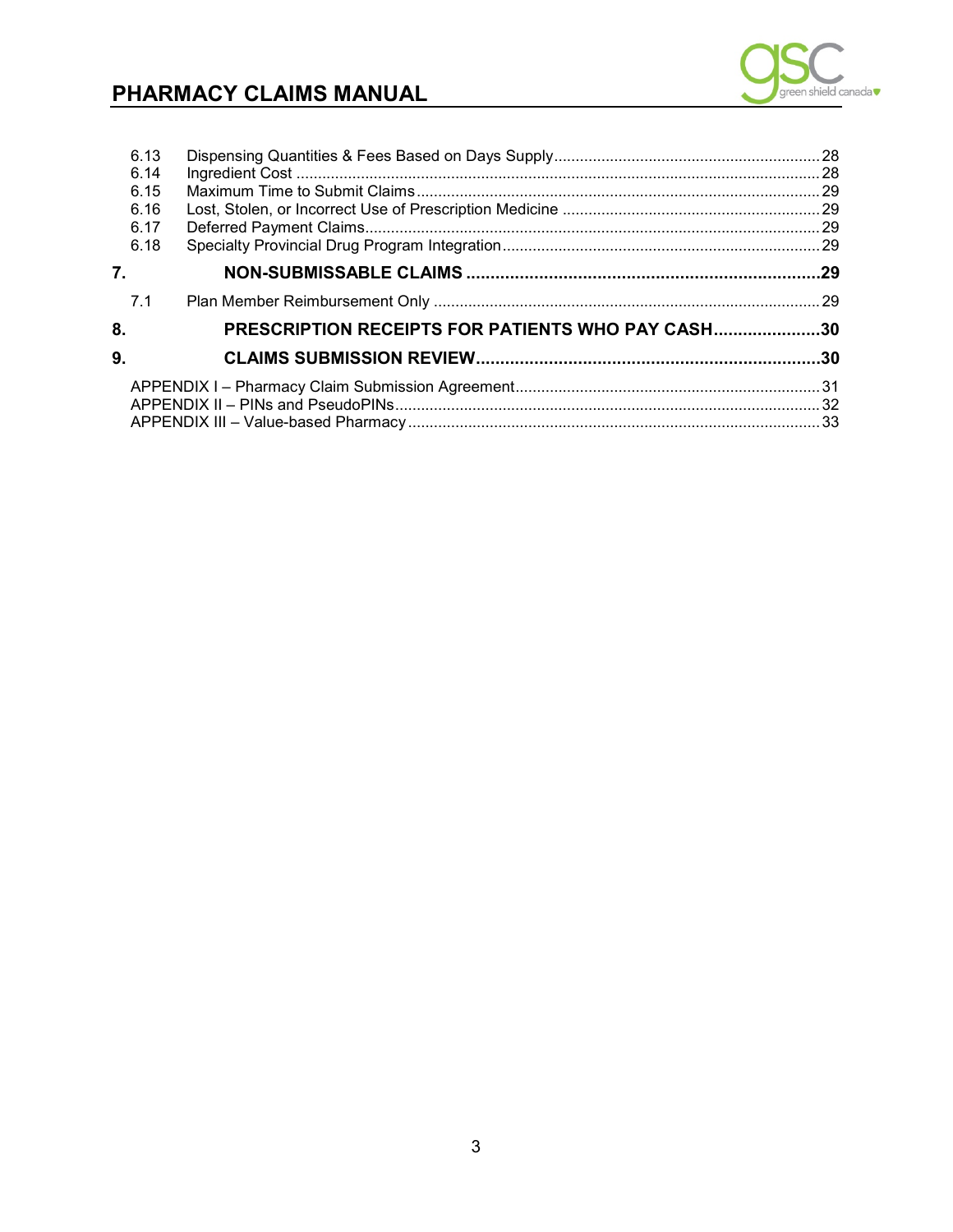| | | |
|---|---|---|
| 6.13 | Dispensing Quantities & Fees Based on Days Supply | 28 |
| 6.14 | Ingredient Cost | 28 |
| 6.15 | Maximum Time to Submit Claims | 29 |
| 6.16 | Lost, Stolen, or Incorrect Use of Prescription Medicine | 29 |
| 6.17 | Deferred Payment Claims | 29 |
| 6.18 | Specialty Provincial Drug Program Integration | 29 |
| **7.** | **NON-SUBMISSABLE CLAIMS** | **29** |
| 7.1 | Plan Member Reimbursement Only | 29 |
| **8.** | **PRESCRIPTION RECEIPTS FOR PATIENTS WHO PAY CASH** | **30** |
| **9.** | **CLAIMS SUBMISSION REVIEW** | **30** |
| | APPENDIX I – Pharmacy Claim Submission Agreement | 31 |
| | APPENDIX II – PINs and PseudoPINs | 32 |
| | APPENDIX III – Value-based Pharmacy | 33 |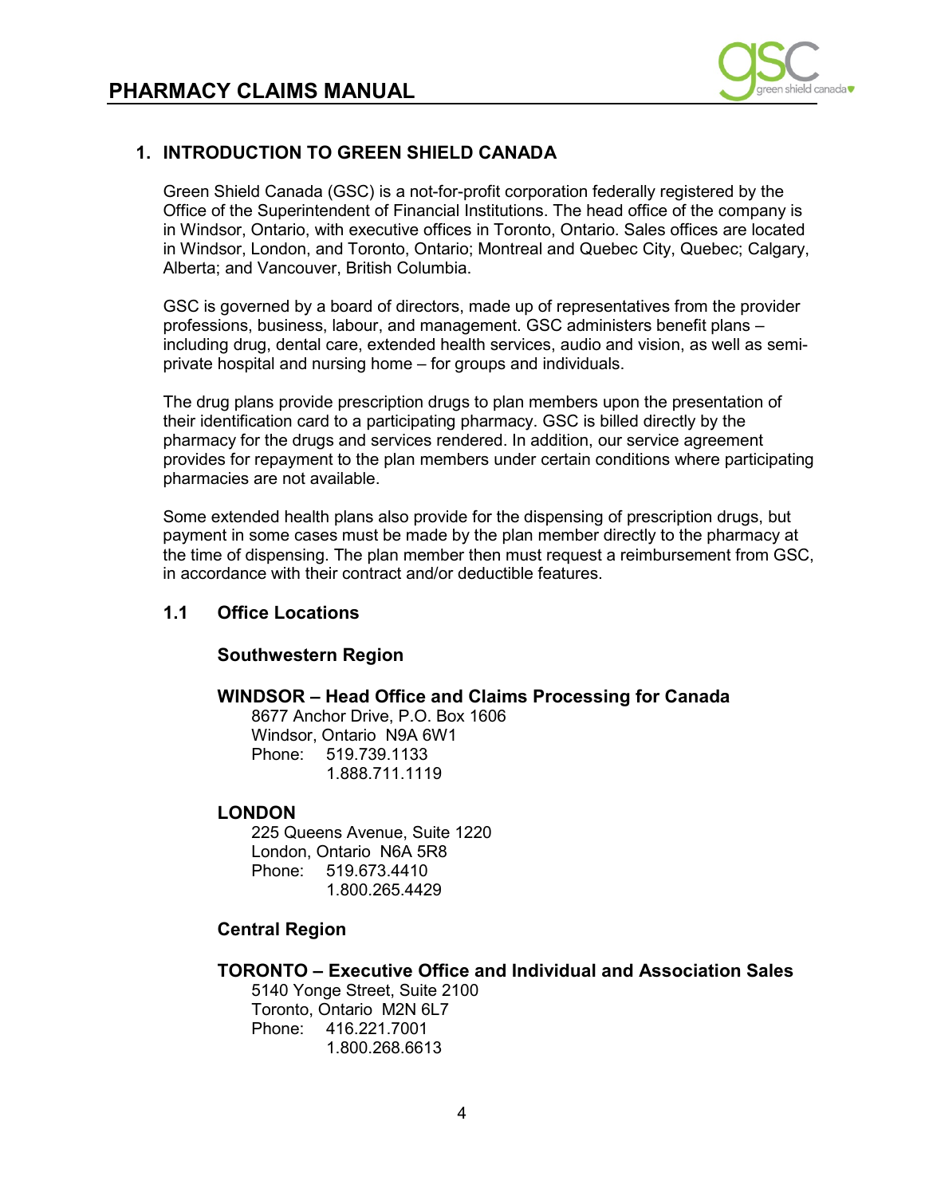## 1. INTRODUCTION TO GREEN SHIELD CANADA

Green Shield Canada (GSC) is a not-for-profit corporation federally registered by the Office of the Superintendent of Financial Institutions. The head office of the company is in Windsor, Ontario, with executive offices in Toronto, Ontario. Sales offices are located in Windsor, London, and Toronto, Ontario; Montreal and Quebec City, Quebec; Calgary, Alberta; and Vancouver, British Columbia.

GSC is governed by a board of directors, made up of representatives from the provider professions, business, labour, and management. GSC administers benefit plans – including drug, dental care, extended health services, audio and vision, as well as semi-private hospital and nursing home – for groups and individuals.

The drug plans provide prescription drugs to plan members upon the presentation of their identification card to a participating pharmacy. GSC is billed directly by the pharmacy for the drugs and services rendered. In addition, our service agreement provides for repayment to the plan members under certain conditions where participating pharmacies are not available.

Some extended health plans also provide for the dispensing of prescription drugs, but payment in some cases must be made by the plan member directly to the pharmacy at the time of dispensing. The plan member then must request a reimbursement from GSC, in accordance with their contract and/or deductible features.

### 1.1 Office Locations

#### Southwestern Region

**WINDSOR – Head Office and Claims Processing for Canada**
8677 Anchor Drive, P.O. Box 1606
Windsor, Ontario N9A 6W1
Phone: 519.739.1133
1.888.711.1119

**LONDON**
225 Queens Avenue, Suite 1220
London, Ontario N6A 5R8
Phone: 519.673.4410
1.800.265.4429

#### Central Region

**TORONTO – Executive Office and Individual and Association Sales**
5140 Yonge Street, Suite 2100
Toronto, Ontario M2N 6L7
Phone: 416.221.7001
1.800.268.6613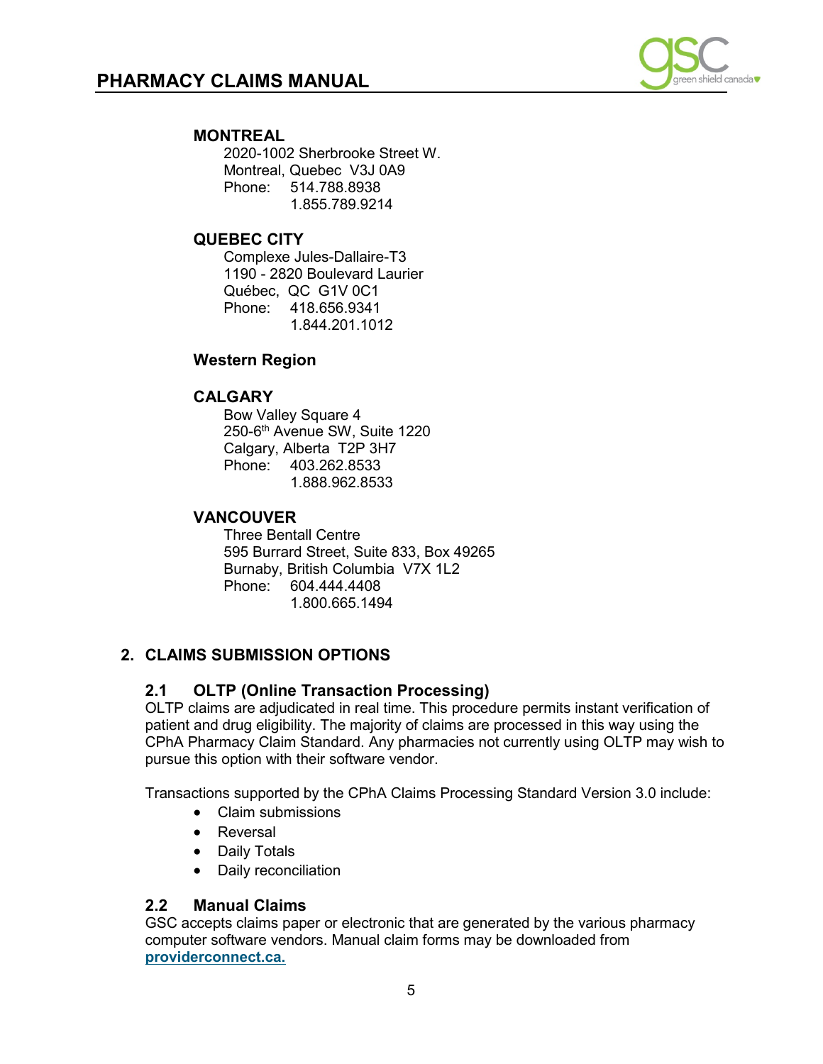**MONTREAL**

2020-1002 Sherbrooke Street W.
Montreal, Quebec  V3J 0A9
Phone: 514.788.8938
1.855.789.9214

**QUEBEC CITY**

Complexe Jules-Dallaire-T3
1190 - 2820 Boulevard Laurier
Québec, QC  G1V 0C1
Phone: 418.656.9341
1.844.201.1012

**Western Region**

**CALGARY**

Bow Valley Square 4
250-6th Avenue SW, Suite 1220
Calgary, Alberta  T2P 3H7
Phone: 403.262.8533
1.888.962.8533

**VANCOUVER**

Three Bentall Centre
595 Burrard Street, Suite 833, Box 49265
Burnaby, British Columbia  V7X 1L2
Phone: 604.444.4408
1.800.665.1494

## 2. CLAIMS SUBMISSION OPTIONS

### 2.1 OLTP (Online Transaction Processing)

OLTP claims are adjudicated in real time. This procedure permits instant verification of patient and drug eligibility. The majority of claims are processed in this way using the CPhA Pharmacy Claim Standard. Any pharmacies not currently using OLTP may wish to pursue this option with their software vendor.

Transactions supported by the CPhA Claims Processing Standard Version 3.0 include:

- Claim submissions
- Reversal
- Daily Totals
- Daily reconciliation

### 2.2 Manual Claims

GSC accepts claims paper or electronic that are generated by the various pharmacy computer software vendors. Manual claim forms may be downloaded from **providerconnect.ca.**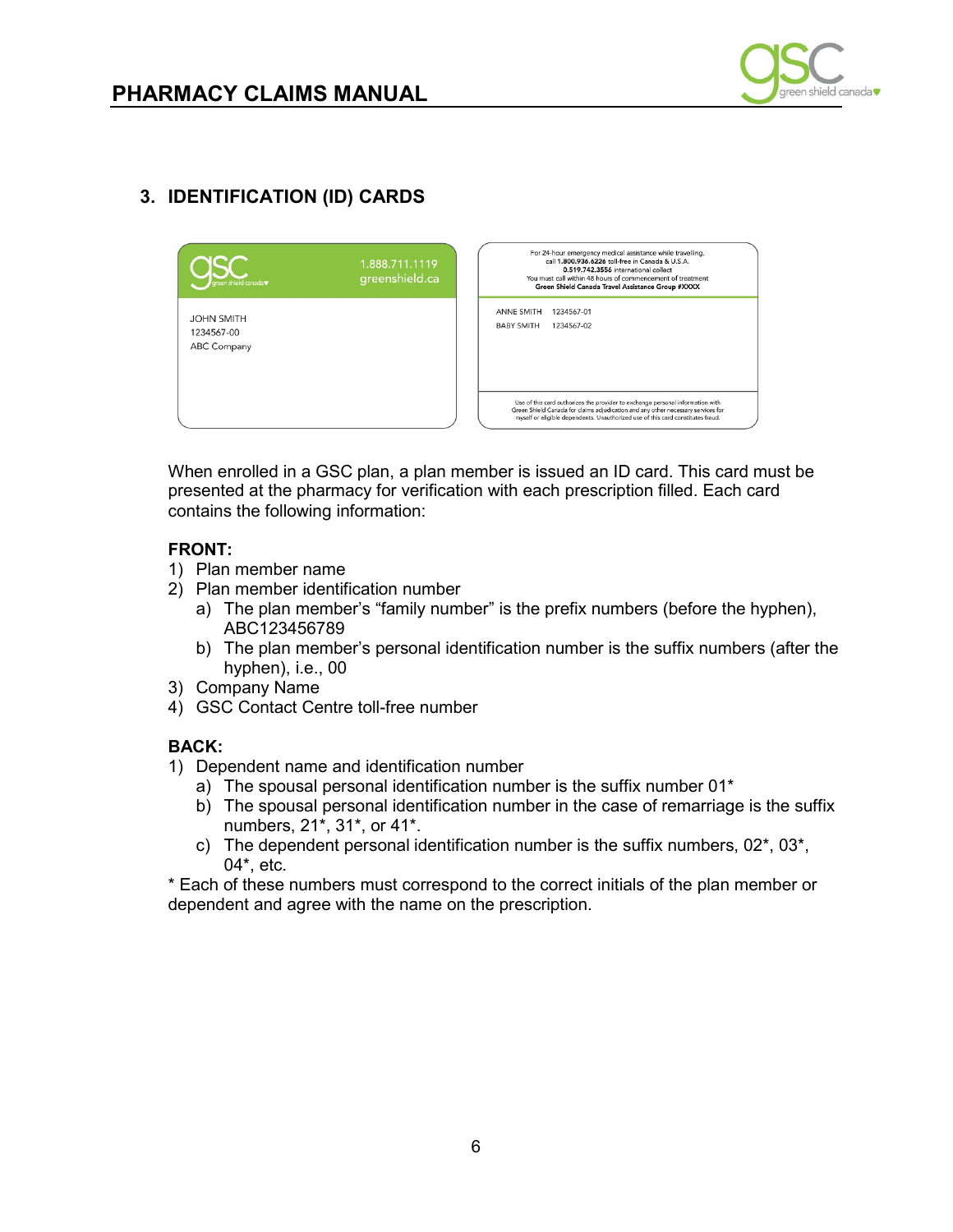## 3. IDENTIFICATION (ID) CARDS

When enrolled in a GSC plan, a plan member is issued an ID card. This card must be presented at the pharmacy for verification with each prescription filled. Each card contains the following information:

**FRONT:**

1) Plan member name
2) Plan member identification number
   a) The plan member's "family number" is the prefix numbers (before the hyphen), ABC123456789
   b) The plan member's personal identification number is the suffix numbers (after the hyphen), i.e., 00
3) Company Name
4) GSC Contact Centre toll-free number

**BACK:**

1) Dependent name and identification number
   a) The spousal personal identification number is the suffix number 01*
   b) The spousal personal identification number in the case of remarriage is the suffix numbers, 21*, 31*, or 41*.
   c) The dependent personal identification number is the suffix numbers, 02*, 03*, 04*, etc.

* Each of these numbers must correspond to the correct initials of the plan member or dependent and agree with the name on the prescription.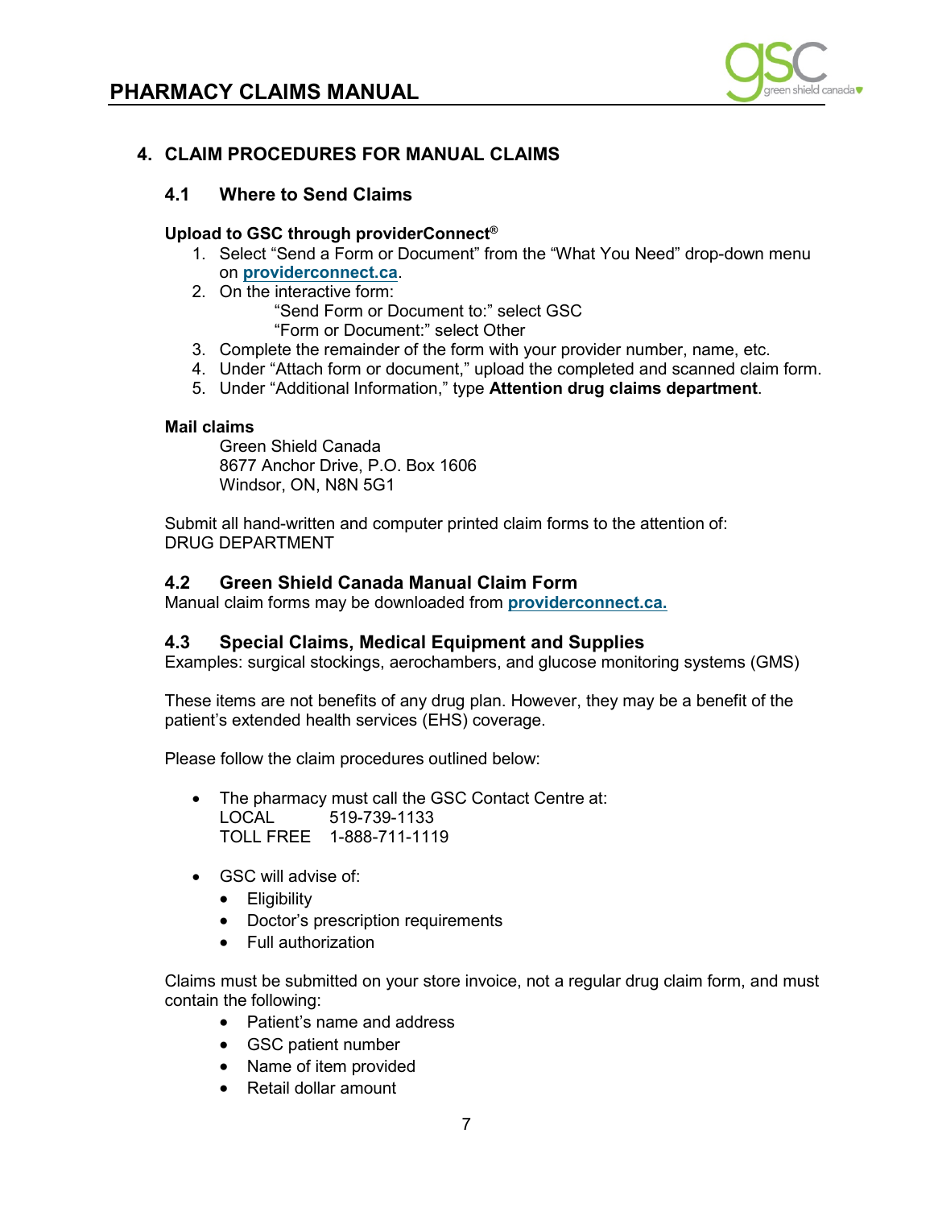## 4. CLAIM PROCEDURES FOR MANUAL CLAIMS

### 4.1 Where to Send Claims

**Upload to GSC through providerConnect®**

1. Select "Send a Form or Document" from the "What You Need" drop-down menu on **providerconnect.ca**.
2. On the interactive form:
   "Send Form or Document to:" select GSC
   "Form or Document:" select Other
3. Complete the remainder of the form with your provider number, name, etc.
4. Under "Attach form or document," upload the completed and scanned claim form.
5. Under "Additional Information," type **Attention drug claims department**.

**Mail claims**

Green Shield Canada
8677 Anchor Drive, P.O. Box 1606
Windsor, ON, N8N 5G1

Submit all hand-written and computer printed claim forms to the attention of:
DRUG DEPARTMENT

### 4.2 Green Shield Canada Manual Claim Form

Manual claim forms may be downloaded from **providerconnect.ca.**

### 4.3 Special Claims, Medical Equipment and Supplies

Examples: surgical stockings, aerochambers, and glucose monitoring systems (GMS)

These items are not benefits of any drug plan. However, they may be a benefit of the patient's extended health services (EHS) coverage.

Please follow the claim procedures outlined below:

- The pharmacy must call the GSC Contact Centre at:
  LOCAL 519-739-1133
  TOLL FREE 1-888-711-1119

- GSC will advise of:
  - Eligibility
  - Doctor's prescription requirements
  - Full authorization

Claims must be submitted on your store invoice, not a regular drug claim form, and must contain the following:

- Patient's name and address
- GSC patient number
- Name of item provided
- Retail dollar amount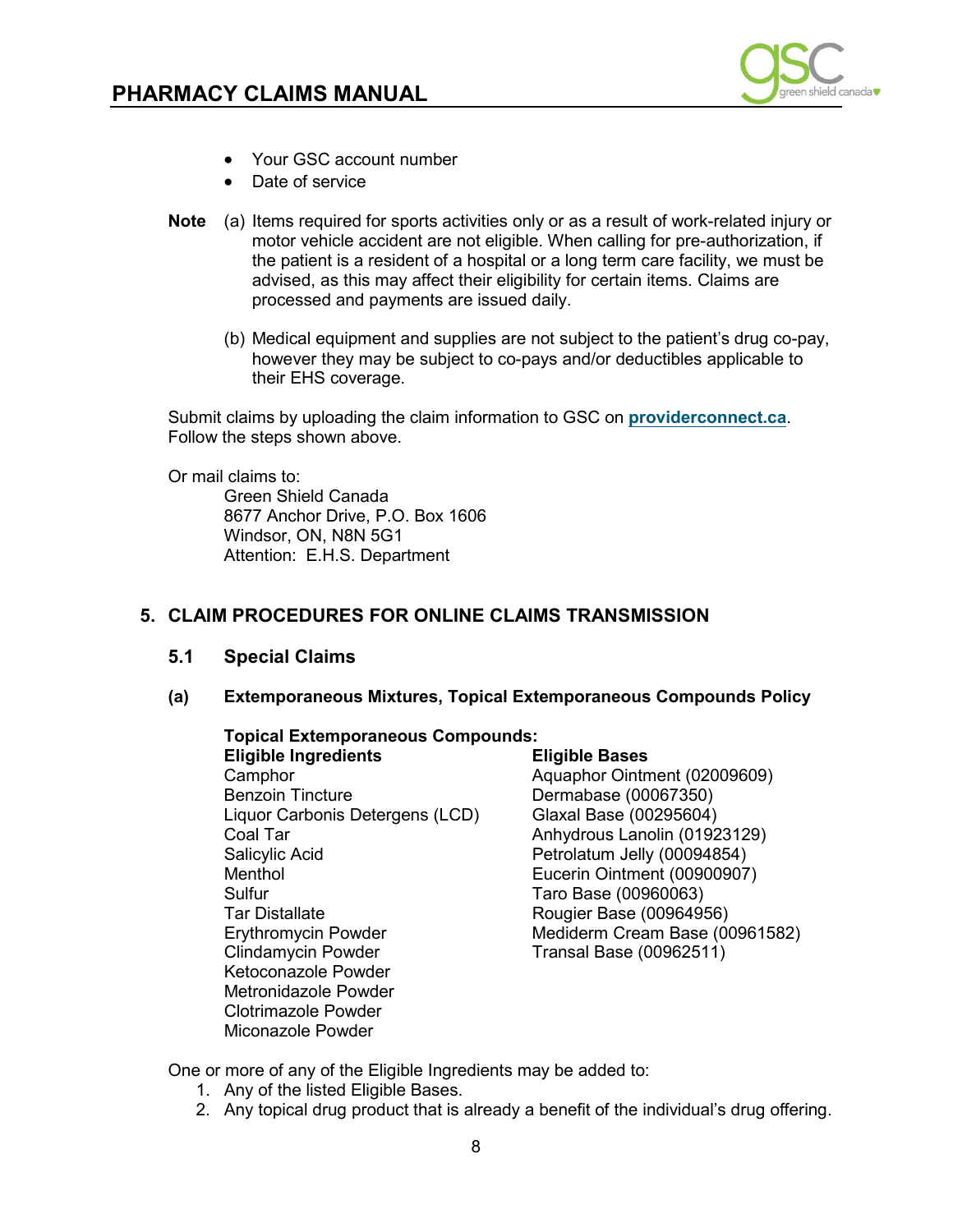- Your GSC account number
- Date of service

**Note** (a) Items required for sports activities only or as a result of work-related injury or motor vehicle accident are not eligible. When calling for pre-authorization, if the patient is a resident of a hospital or a long term care facility, we must be advised, as this may affect their eligibility for certain items. Claims are processed and payments are issued daily.

(b) Medical equipment and supplies are not subject to the patient's drug co-pay, however they may be subject to co-pays and/or deductibles applicable to their EHS coverage.

Submit claims by uploading the claim information to GSC on **providerconnect.ca**. Follow the steps shown above.

Or mail claims to:
Green Shield Canada
8677 Anchor Drive, P.O. Box 1606
Windsor, ON, N8N 5G1
Attention: E.H.S. Department

## 5. CLAIM PROCEDURES FOR ONLINE CLAIMS TRANSMISSION

### 5.1 Special Claims

#### (a) Extemporaneous Mixtures, Topical Extemporaneous Compounds Policy

**Topical Extemporaneous Compounds:**

| Eligible Ingredients | Eligible Bases |
|---|---|
| Camphor | Aquaphor Ointment (02009609) |
| Benzoin Tincture | Dermabase (00067350) |
| Liquor Carbonis Detergens (LCD) | Glaxal Base (00295604) |
| Coal Tar | Anhydrous Lanolin (01923129) |
| Salicylic Acid | Petrolatum Jelly (00094854) |
| Menthol | Eucerin Ointment (00900907) |
| Sulfur | Taro Base (00960063) |
| Tar Distallate | Rougier Base (00964956) |
| Erythromycin Powder | Mediderm Cream Base (00961582) |
| Clindamycin Powder | Transal Base (00962511) |
| Ketoconazole Powder | |
| Metronidazole Powder | |
| Clotrimazole Powder | |
| Miconazole Powder | |

One or more of any of the Eligible Ingredients may be added to:

1. Any of the listed Eligible Bases.
2. Any topical drug product that is already a benefit of the individual's drug offering.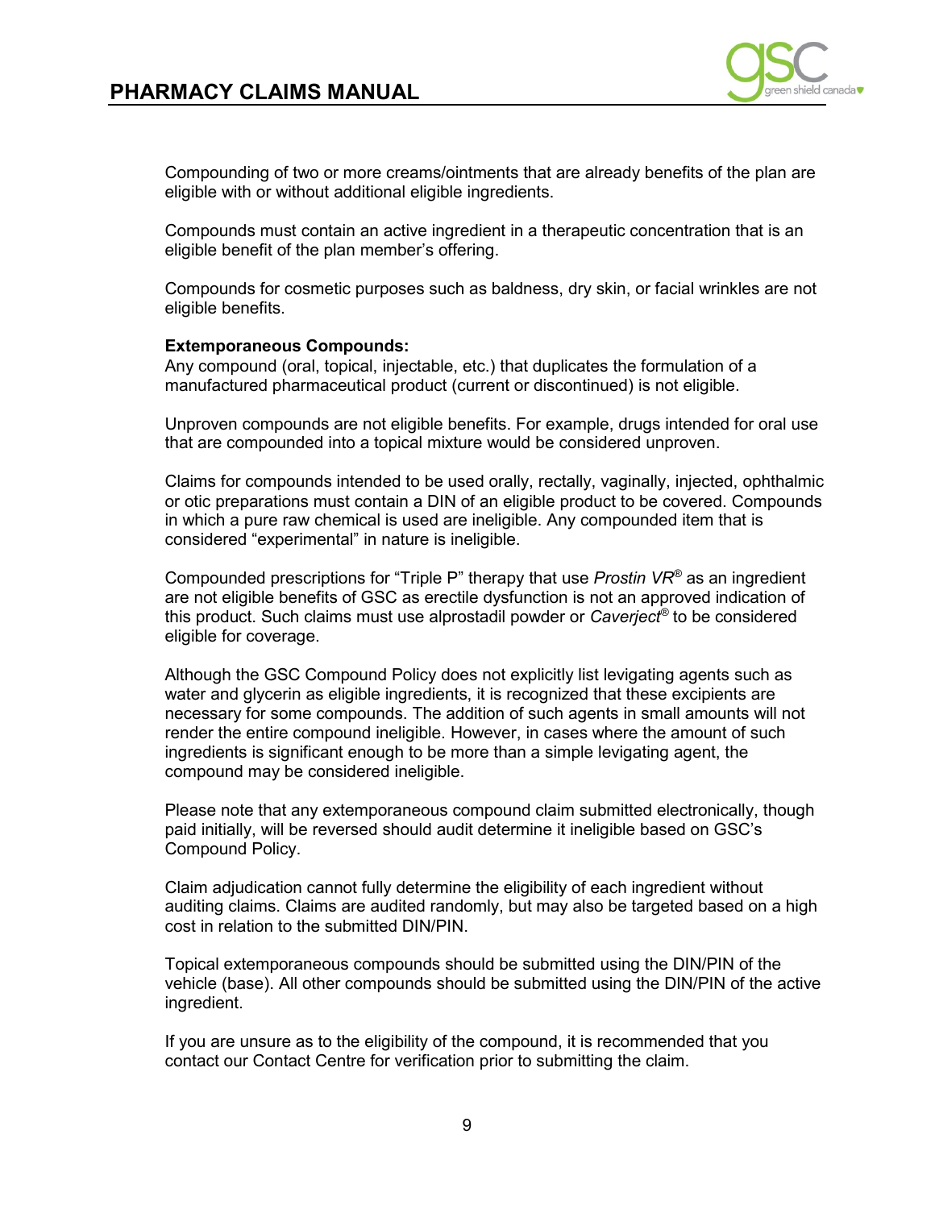Compounding of two or more creams/ointments that are already benefits of the plan are eligible with or without additional eligible ingredients.

Compounds must contain an active ingredient in a therapeutic concentration that is an eligible benefit of the plan member's offering.

Compounds for cosmetic purposes such as baldness, dry skin, or facial wrinkles are not eligible benefits.

**Extemporaneous Compounds:**
Any compound (oral, topical, injectable, etc.) that duplicates the formulation of a manufactured pharmaceutical product (current or discontinued) is not eligible.

Unproven compounds are not eligible benefits. For example, drugs intended for oral use that are compounded into a topical mixture would be considered unproven.

Claims for compounds intended to be used orally, rectally, vaginally, injected, ophthalmic or otic preparations must contain a DIN of an eligible product to be covered. Compounds in which a pure raw chemical is used are ineligible. Any compounded item that is considered "experimental" in nature is ineligible.

Compounded prescriptions for "Triple P" therapy that use *Prostin VR®* as an ingredient are not eligible benefits of GSC as erectile dysfunction is not an approved indication of this product. Such claims must use alprostadil powder or *Caverject®* to be considered eligible for coverage.

Although the GSC Compound Policy does not explicitly list levigating agents such as water and glycerin as eligible ingredients, it is recognized that these excipients are necessary for some compounds. The addition of such agents in small amounts will not render the entire compound ineligible. However, in cases where the amount of such ingredients is significant enough to be more than a simple levigating agent, the compound may be considered ineligible.

Please note that any extemporaneous compound claim submitted electronically, though paid initially, will be reversed should audit determine it ineligible based on GSC's Compound Policy.

Claim adjudication cannot fully determine the eligibility of each ingredient without auditing claims. Claims are audited randomly, but may also be targeted based on a high cost in relation to the submitted DIN/PIN.

Topical extemporaneous compounds should be submitted using the DIN/PIN of the vehicle (base). All other compounds should be submitted using the DIN/PIN of the active ingredient.

If you are unsure as to the eligibility of the compound, it is recommended that you contact our Contact Centre for verification prior to submitting the claim.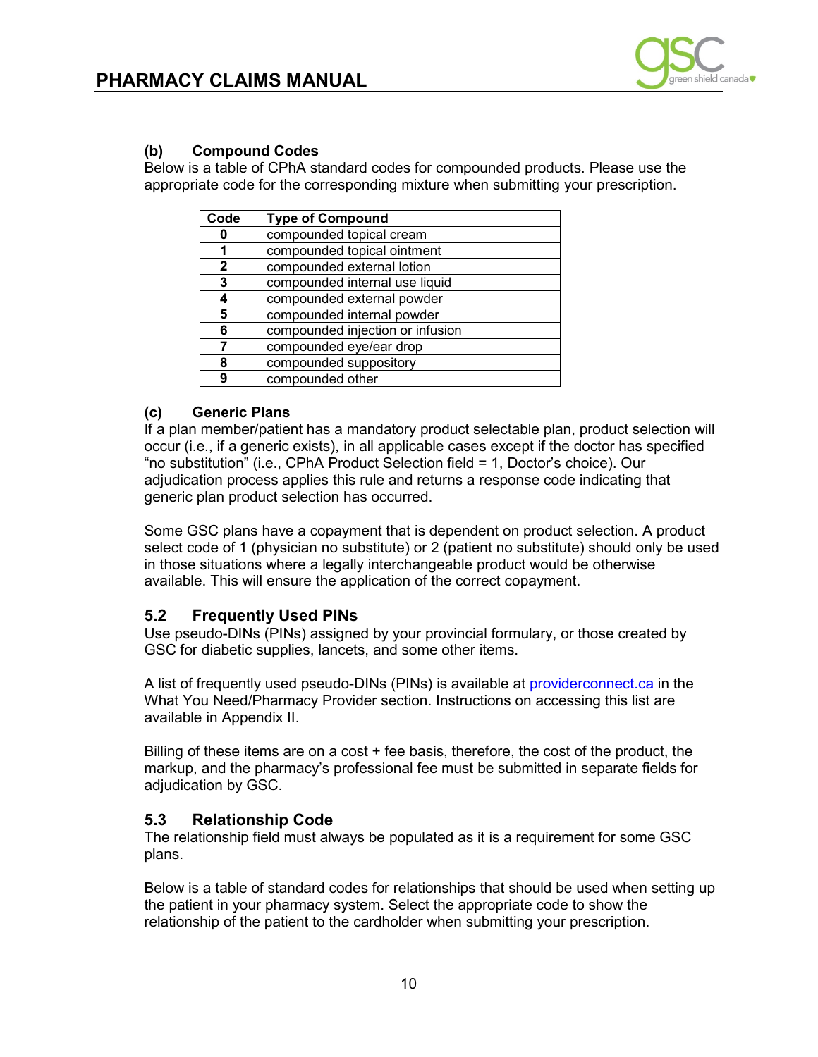### (b) Compound Codes

Below is a table of CPhA standard codes for compounded products. Please use the appropriate code for the corresponding mixture when submitting your prescription.

| Code | Type of Compound |
|---|---|
| **0** | compounded topical cream |
| **1** | compounded topical ointment |
| **2** | compounded external lotion |
| **3** | compounded internal use liquid |
| **4** | compounded external powder |
| **5** | compounded internal powder |
| **6** | compounded injection or infusion |
| **7** | compounded eye/ear drop |
| **8** | compounded suppository |
| **9** | compounded other |

### (c) Generic Plans

If a plan member/patient has a mandatory product selectable plan, product selection will occur (i.e., if a generic exists), in all applicable cases except if the doctor has specified "no substitution" (i.e., CPhA Product Selection field = 1, Doctor's choice). Our adjudication process applies this rule and returns a response code indicating that generic plan product selection has occurred.

Some GSC plans have a copayment that is dependent on product selection. A product select code of 1 (physician no substitute) or 2 (patient no substitute) should only be used in those situations where a legally interchangeable product would be otherwise available. This will ensure the application of the correct copayment.

## 5.2 Frequently Used PINs

Use pseudo-DINs (PINs) assigned by your provincial formulary, or those created by GSC for diabetic supplies, lancets, and some other items.

A list of frequently used pseudo-DINs (PINs) is available at providerconnect.ca in the What You Need/Pharmacy Provider section. Instructions on accessing this list are available in Appendix II.

Billing of these items are on a cost + fee basis, therefore, the cost of the product, the markup, and the pharmacy's professional fee must be submitted in separate fields for adjudication by GSC.

## 5.3 Relationship Code

The relationship field must always be populated as it is a requirement for some GSC plans.

Below is a table of standard codes for relationships that should be used when setting up the patient in your pharmacy system. Select the appropriate code to show the relationship of the patient to the cardholder when submitting your prescription.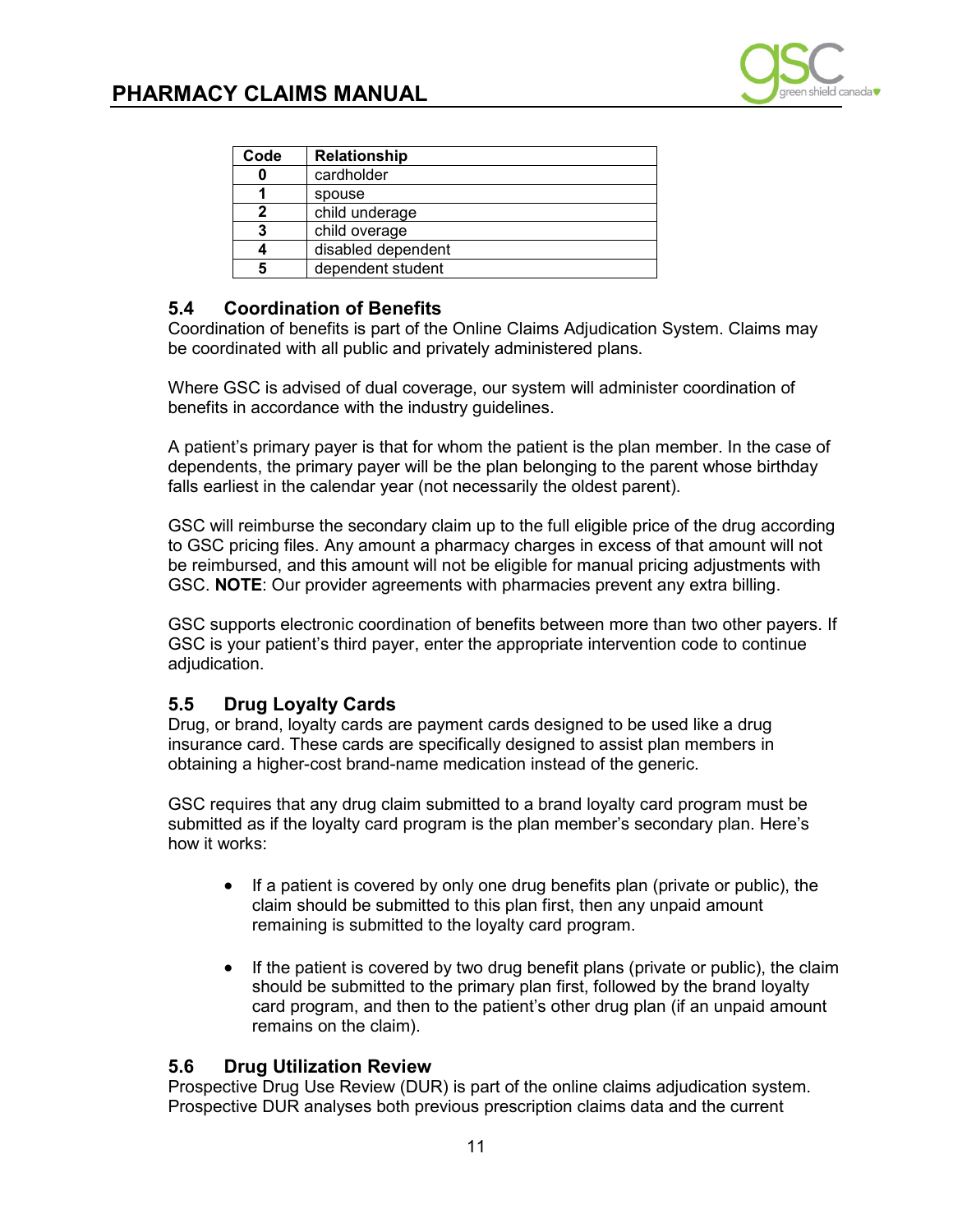| Code | Relationship |
|---|---|
| **0** | cardholder |
| **1** | spouse |
| **2** | child underage |
| **3** | child overage |
| **4** | disabled dependent |
| **5** | dependent student |

## 5.4 Coordination of Benefits

Coordination of benefits is part of the Online Claims Adjudication System. Claims may be coordinated with all public and privately administered plans.

Where GSC is advised of dual coverage, our system will administer coordination of benefits in accordance with the industry guidelines.

A patient's primary payer is that for whom the patient is the plan member. In the case of dependents, the primary payer will be the plan belonging to the parent whose birthday falls earliest in the calendar year (not necessarily the oldest parent).

GSC will reimburse the secondary claim up to the full eligible price of the drug according to GSC pricing files. Any amount a pharmacy charges in excess of that amount will not be reimbursed, and this amount will not be eligible for manual pricing adjustments with GSC. **NOTE**: Our provider agreements with pharmacies prevent any extra billing.

GSC supports electronic coordination of benefits between more than two other payers. If GSC is your patient's third payer, enter the appropriate intervention code to continue adjudication.

## 5.5 Drug Loyalty Cards

Drug, or brand, loyalty cards are payment cards designed to be used like a drug insurance card. These cards are specifically designed to assist plan members in obtaining a higher-cost brand-name medication instead of the generic.

GSC requires that any drug claim submitted to a brand loyalty card program must be submitted as if the loyalty card program is the plan member's secondary plan. Here's how it works:

- If a patient is covered by only one drug benefits plan (private or public), the claim should be submitted to this plan first, then any unpaid amount remaining is submitted to the loyalty card program.

- If the patient is covered by two drug benefit plans (private or public), the claim should be submitted to the primary plan first, followed by the brand loyalty card program, and then to the patient's other drug plan (if an unpaid amount remains on the claim).

## 5.6 Drug Utilization Review

Prospective Drug Use Review (DUR) is part of the online claims adjudication system. Prospective DUR analyses both previous prescription claims data and the current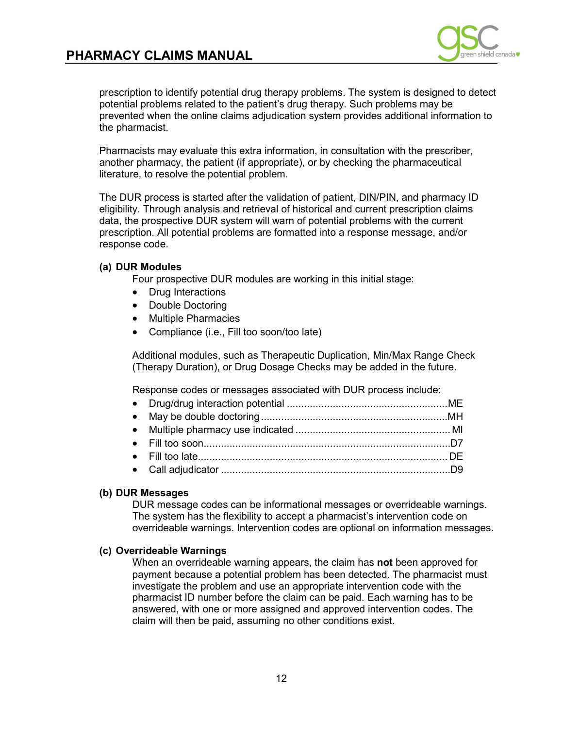prescription to identify potential drug therapy problems. The system is designed to detect potential problems related to the patient's drug therapy. Such problems may be prevented when the online claims adjudication system provides additional information to the pharmacist.

Pharmacists may evaluate this extra information, in consultation with the prescriber, another pharmacy, the patient (if appropriate), or by checking the pharmaceutical literature, to resolve the potential problem.

The DUR process is started after the validation of patient, DIN/PIN, and pharmacy ID eligibility. Through analysis and retrieval of historical and current prescription claims data, the prospective DUR system will warn of potential problems with the current prescription. All potential problems are formatted into a response message, and/or response code.

**(a) DUR Modules**

Four prospective DUR modules are working in this initial stage:

- Drug Interactions
- Double Doctoring
- Multiple Pharmacies
- Compliance (i.e., Fill too soon/too late)

Additional modules, such as Therapeutic Duplication, Min/Max Range Check (Therapy Duration), or Drug Dosage Checks may be added in the future.

Response codes or messages associated with DUR process include:

- Drug/drug interaction potential ........................................................ME
- May be double doctoring ...................................................................MH
- Multiple pharmacy use indicated ...................................................... MI
- Fill too soon.......................................................................................D7
- Fill too late......................................................................................... DE
- Call adjudicator .................................................................................D9

**(b) DUR Messages**

DUR message codes can be informational messages or overrideable warnings. The system has the flexibility to accept a pharmacist's intervention code on overrideable warnings. Intervention codes are optional on information messages.

**(c) Overrideable Warnings**

When an overrideable warning appears, the claim has **not** been approved for payment because a potential problem has been detected. The pharmacist must investigate the problem and use an appropriate intervention code with the pharmacist ID number before the claim can be paid. Each warning has to be answered, with one or more assigned and approved intervention codes. The claim will then be paid, assuming no other conditions exist.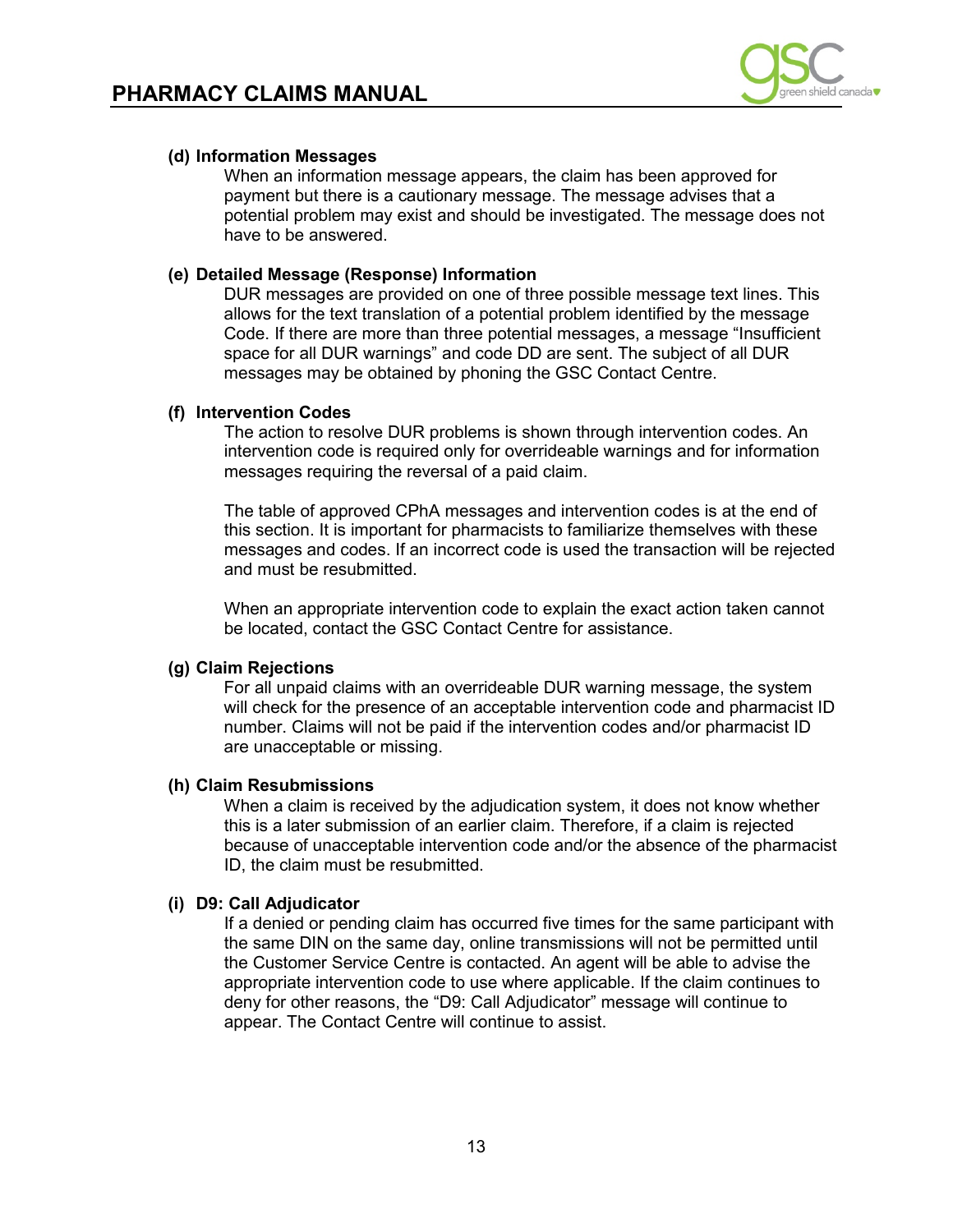#### (d) Information Messages

When an information message appears, the claim has been approved for payment but there is a cautionary message. The message advises that a potential problem may exist and should be investigated. The message does not have to be answered.

#### (e) Detailed Message (Response) Information

DUR messages are provided on one of three possible message text lines. This allows for the text translation of a potential problem identified by the message Code. If there are more than three potential messages, a message “Insufficient space for all DUR warnings” and code DD are sent. The subject of all DUR messages may be obtained by phoning the GSC Contact Centre.

#### (f) Intervention Codes

The action to resolve DUR problems is shown through intervention codes. An intervention code is required only for overrideable warnings and for information messages requiring the reversal of a paid claim.

The table of approved CPhA messages and intervention codes is at the end of this section. It is important for pharmacists to familiarize themselves with these messages and codes. If an incorrect code is used the transaction will be rejected and must be resubmitted.

When an appropriate intervention code to explain the exact action taken cannot be located, contact the GSC Contact Centre for assistance.

#### (g) Claim Rejections

For all unpaid claims with an overrideable DUR warning message, the system will check for the presence of an acceptable intervention code and pharmacist ID number. Claims will not be paid if the intervention codes and/or pharmacist ID are unacceptable or missing.

#### (h) Claim Resubmissions

When a claim is received by the adjudication system, it does not know whether this is a later submission of an earlier claim. Therefore, if a claim is rejected because of unacceptable intervention code and/or the absence of the pharmacist ID, the claim must be resubmitted.

#### (i) D9: Call Adjudicator

If a denied or pending claim has occurred five times for the same participant with the same DIN on the same day, online transmissions will not be permitted until the Customer Service Centre is contacted. An agent will be able to advise the appropriate intervention code to use where applicable. If the claim continues to deny for other reasons, the “D9: Call Adjudicator” message will continue to appear. The Contact Centre will continue to assist.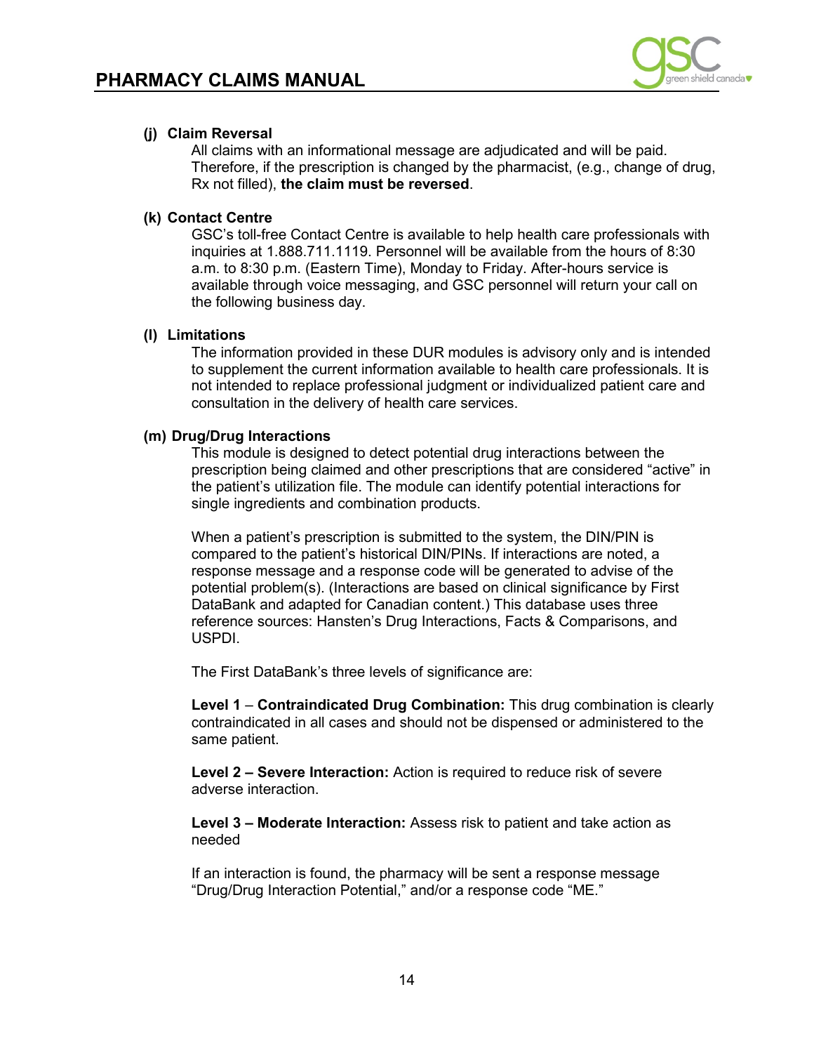**(j) Claim Reversal**

All claims with an informational message are adjudicated and will be paid. Therefore, if the prescription is changed by the pharmacist, (e.g., change of drug, Rx not filled), **the claim must be reversed**.

**(k) Contact Centre**

GSC's toll-free Contact Centre is available to help health care professionals with inquiries at 1.888.711.1119. Personnel will be available from the hours of 8:30 a.m. to 8:30 p.m. (Eastern Time), Monday to Friday. After-hours service is available through voice messaging, and GSC personnel will return your call on the following business day.

**(l) Limitations**

The information provided in these DUR modules is advisory only and is intended to supplement the current information available to health care professionals. It is not intended to replace professional judgment or individualized patient care and consultation in the delivery of health care services.

**(m) Drug/Drug Interactions**

This module is designed to detect potential drug interactions between the prescription being claimed and other prescriptions that are considered "active" in the patient's utilization file. The module can identify potential interactions for single ingredients and combination products.

When a patient's prescription is submitted to the system, the DIN/PIN is compared to the patient's historical DIN/PINs. If interactions are noted, a response message and a response code will be generated to advise of the potential problem(s). (Interactions are based on clinical significance by First DataBank and adapted for Canadian content.) This database uses three reference sources: Hansten's Drug Interactions, Facts & Comparisons, and USPDI.

The First DataBank's three levels of significance are:

**Level 1** – **Contraindicated Drug Combination:** This drug combination is clearly contraindicated in all cases and should not be dispensed or administered to the same patient.

**Level 2 – Severe Interaction:** Action is required to reduce risk of severe adverse interaction.

**Level 3 – Moderate Interaction:** Assess risk to patient and take action as needed

If an interaction is found, the pharmacy will be sent a response message "Drug/Drug Interaction Potential," and/or a response code "ME."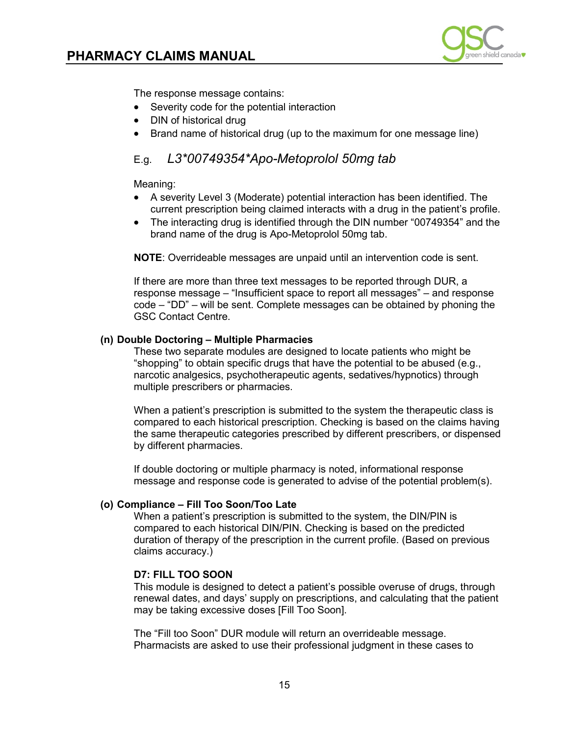The response message contains:

- Severity code for the potential interaction
- DIN of historical drug
- Brand name of historical drug (up to the maximum for one message line)

E.g. *L3*00749354*Apo-Metoprolol 50mg tab*

Meaning:

- A severity Level 3 (Moderate) potential interaction has been identified. The current prescription being claimed interacts with a drug in the patient's profile.
- The interacting drug is identified through the DIN number "00749354" and the brand name of the drug is Apo-Metoprolol 50mg tab.

**NOTE**: Overrideable messages are unpaid until an intervention code is sent.

If there are more than three text messages to be reported through DUR, a response message – "Insufficient space to report all messages" – and response code – "DD" – will be sent. Complete messages can be obtained by phoning the GSC Contact Centre.

### (n) Double Doctoring – Multiple Pharmacies

These two separate modules are designed to locate patients who might be "shopping" to obtain specific drugs that have the potential to be abused (e.g., narcotic analgesics, psychotherapeutic agents, sedatives/hypnotics) through multiple prescribers or pharmacies.

When a patient's prescription is submitted to the system the therapeutic class is compared to each historical prescription. Checking is based on the claims having the same therapeutic categories prescribed by different prescribers, or dispensed by different pharmacies.

If double doctoring or multiple pharmacy is noted, informational response message and response code is generated to advise of the potential problem(s).

### (o) Compliance – Fill Too Soon/Too Late

When a patient's prescription is submitted to the system, the DIN/PIN is compared to each historical DIN/PIN. Checking is based on the predicted duration of therapy of the prescription in the current profile. (Based on previous claims accuracy.)

#### D7: FILL TOO SOON

This module is designed to detect a patient's possible overuse of drugs, through renewal dates, and days' supply on prescriptions, and calculating that the patient may be taking excessive doses [Fill Too Soon].

The "Fill too Soon" DUR module will return an overrideable message. Pharmacists are asked to use their professional judgment in these cases to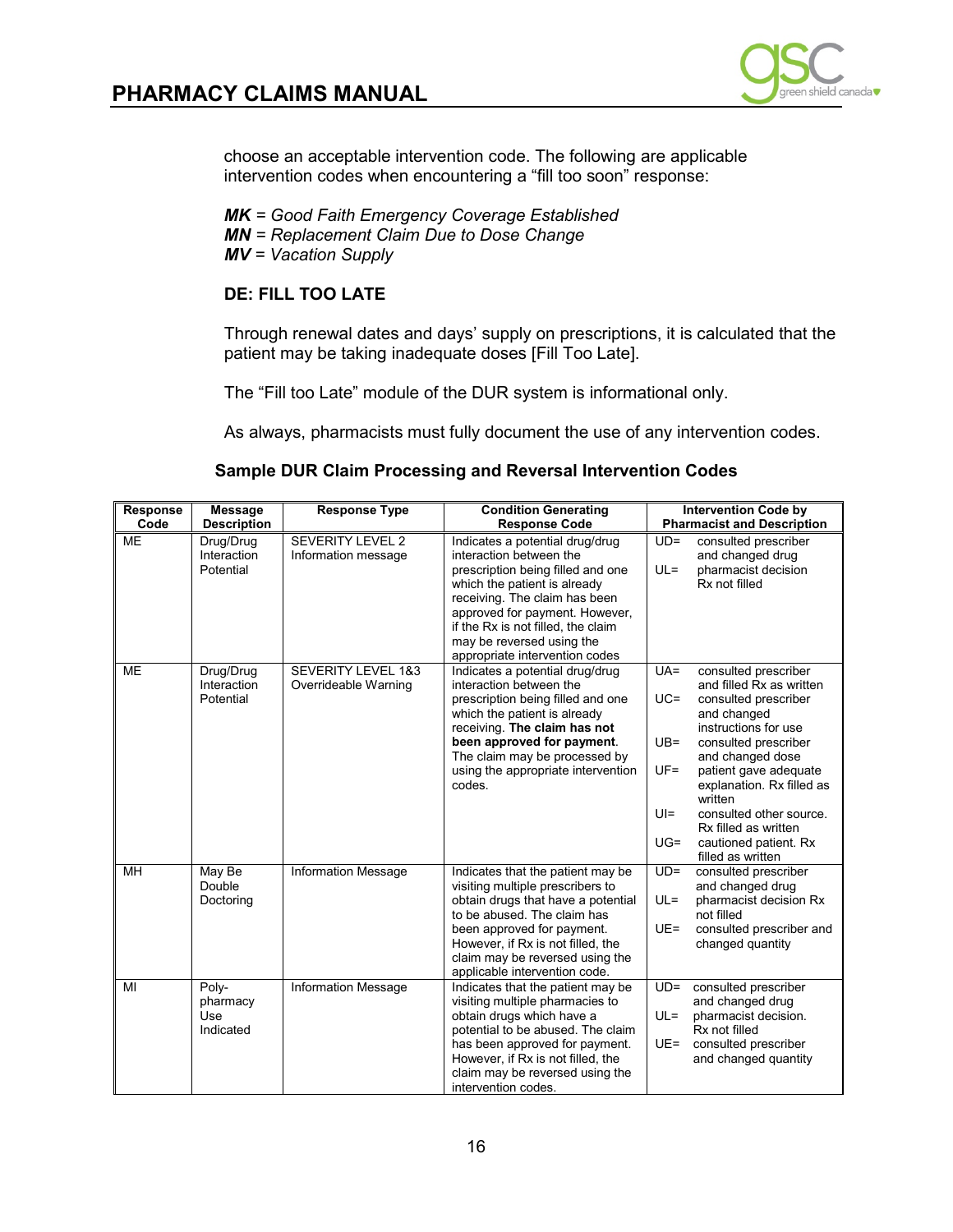choose an acceptable intervention code. The following are applicable intervention codes when encountering a "fill too soon" response:

***MK*** *= Good Faith Emergency Coverage Established*
***MN*** *= Replacement Claim Due to Dose Change*
***MV*** *= Vacation Supply*

### DE: FILL TOO LATE

Through renewal dates and days' supply on prescriptions, it is calculated that the patient may be taking inadequate doses [Fill Too Late].

The "Fill too Late" module of the DUR system is informational only.

As always, pharmacists must fully document the use of any intervention codes.

### Sample DUR Claim Processing and Reversal Intervention Codes

| Response Code | Message Description | Response Type | Condition Generating Response Code | Intervention Code by Pharmacist and Description |
|---|---|---|---|---|
| ME | Drug/Drug Interaction Potential | SEVERITY LEVEL 2 Information message | Indicates a potential drug/drug interaction between the prescription being filled and one which the patient is already receiving. The claim has been approved for payment. However, if the Rx is not filled, the claim may be reversed using the appropriate intervention codes | UD= consulted prescriber and changed drug<br>UL= pharmacist decision Rx not filled |
| ME | Drug/Drug Interaction Potential | SEVERITY LEVEL 1&3 Overrideable Warning | Indicates a potential drug/drug interaction between the prescription being filled and one which the patient is already receiving. **The claim has not been approved for payment**. The claim may be processed by using the appropriate intervention codes. | UA= consulted prescriber and filled Rx as written<br>UC= consulted prescriber and changed instructions for use<br>UB= consulted prescriber and changed dose<br>UF= patient gave adequate explanation. Rx filled as written<br>UI= consulted other source. Rx filled as written<br>UG= cautioned patient. Rx filled as written |
| MH | May Be Double Doctoring | Information Message | Indicates that the patient may be visiting multiple prescribers to obtain drugs that have a potential to be abused. The claim has been approved for payment. However, if Rx is not filled, the claim may be reversed using the applicable intervention code. | UD= consulted prescriber and changed drug<br>UL= pharmacist decision Rx not filled<br>UE= consulted prescriber and changed quantity |
| MI | Poly-pharmacy Use Indicated | Information Message | Indicates that the patient may be visiting multiple pharmacies to obtain drugs which have a potential to be abused. The claim has been approved for payment. However, if Rx is not filled, the claim may be reversed using the intervention codes. | UD= consulted prescriber and changed drug<br>UL= pharmacist decision. Rx not filled<br>UE= consulted prescriber and changed quantity |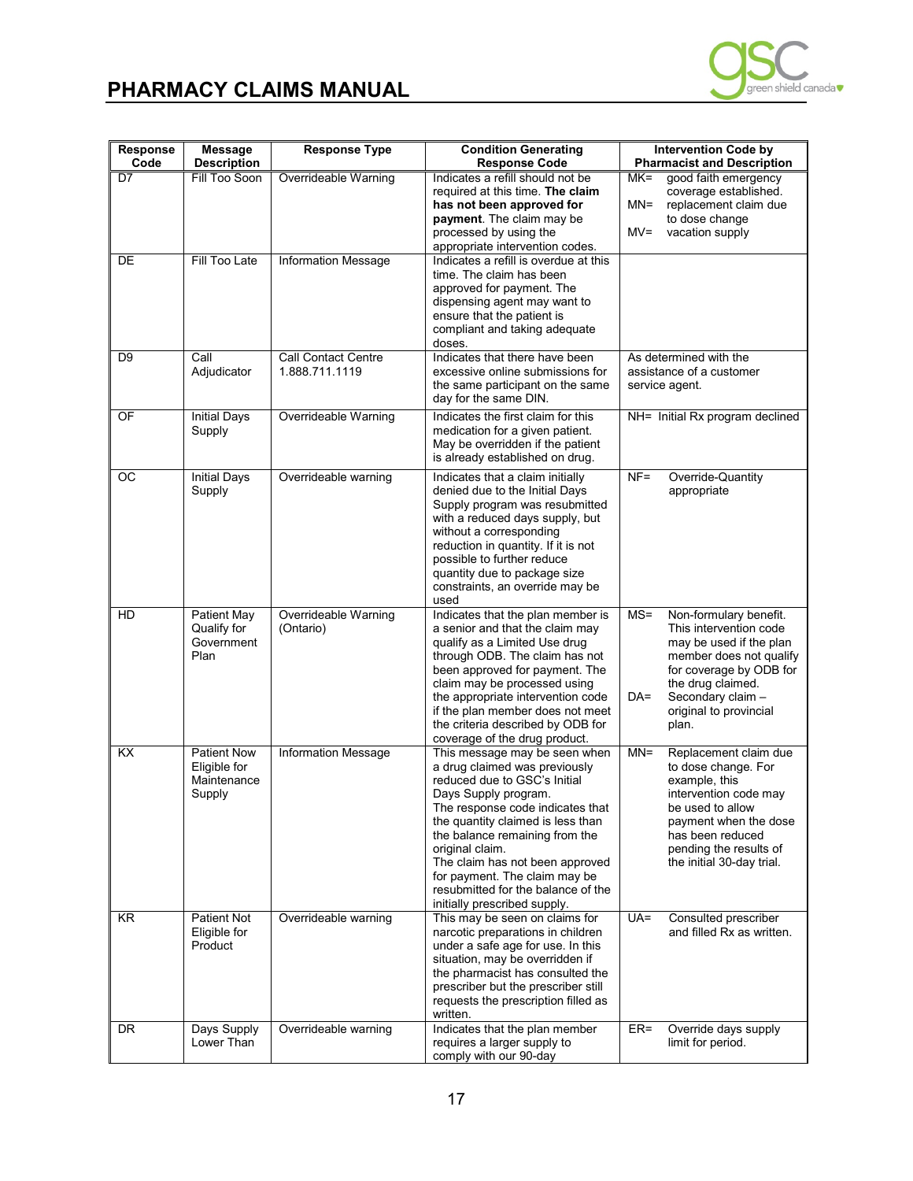# PHARMACY CLAIMS MANUAL

| Response Code | Message Description | Response Type | Condition Generating Response Code | Intervention Code by Pharmacist and Description |
|---|---|---|---|---|
| D7 | Fill Too Soon | Overrideable Warning | Indicates a refill should not be required at this time. **The claim has not been approved for payment**. The claim may be processed by using the appropriate intervention codes. | MK= good faith emergency coverage established.<br>MN= replacement claim due to dose change<br>MV= vacation supply |
| DE | Fill Too Late | Information Message | Indicates a refill is overdue at this time. The claim has been approved for payment. The dispensing agent may want to ensure that the patient is compliant and taking adequate doses. | |
| D9 | Call Adjudicator | Call Contact Centre 1.888.711.1119 | Indicates that there have been excessive online submissions for the same participant on the same day for the same DIN. | As determined with the assistance of a customer service agent. |
| OF | Initial Days Supply | Overrideable Warning | Indicates the first claim for this medication for a given patient. May be overridden if the patient is already established on drug. | NH= Initial Rx program declined |
| OC | Initial Days Supply | Overrideable warning | Indicates that a claim initially denied due to the Initial Days Supply program was resubmitted with a reduced days supply, but without a corresponding reduction in quantity. If it is not possible to further reduce quantity due to package size constraints, an override may be used | NF= Override-Quantity appropriate |
| HD | Patient May Qualify for Government Plan | Overrideable Warning (Ontario) | Indicates that the plan member is a senior and that the claim may qualify as a Limited Use drug through ODB. The claim has not been approved for payment. The claim may be processed using the appropriate intervention code if the plan member does not meet the criteria described by ODB for coverage of the drug product. | MS= Non-formulary benefit. This intervention code may be used if the plan member does not qualify for coverage by ODB for the drug claimed.<br>DA= Secondary claim – original to provincial plan. |
| KX | Patient Now Eligible for Maintenance Supply | Information Message | This message may be seen when a drug claimed was previously reduced due to GSC's Initial Days Supply program.<br>The response code indicates that the quantity claimed is less than the balance remaining from the original claim.<br>The claim has not been approved for payment. The claim may be resubmitted for the balance of the initially prescribed supply. | MN= Replacement claim due to dose change. For example, this intervention code may be used to allow payment when the dose has been reduced pending the results of the initial 30-day trial. |
| KR | Patient Not Eligible for Product | Overrideable warning | This may be seen on claims for narcotic preparations in children under a safe age for use. In this situation, may be overridden if the pharmacist has consulted the prescriber but the prescriber still requests the prescription filled as written. | UA= Consulted prescriber and filled Rx as written. |
| DR | Days Supply Lower Than | Overrideable warning | Indicates that the plan member requires a larger supply to comply with our 90-day | ER= Override days supply limit for period. |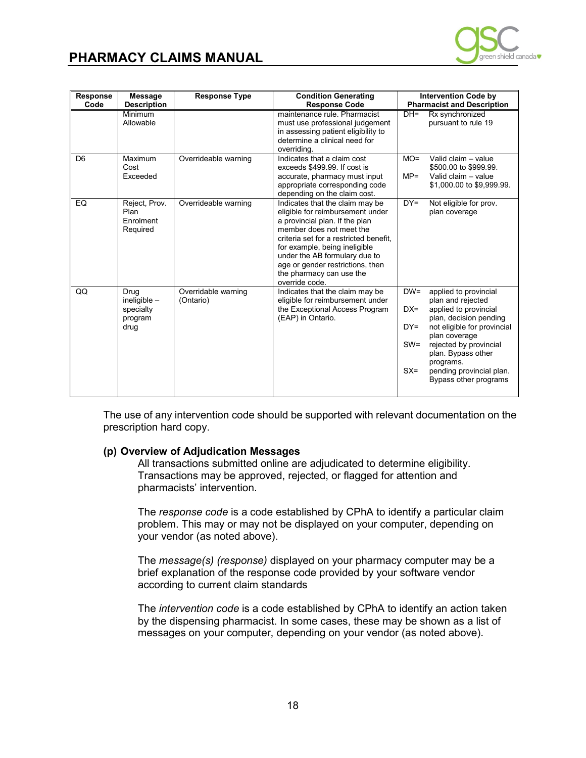| Response Code | Message Description | Response Type | Condition Generating Response Code | Intervention Code by Pharmacist and Description |
|---|---|---|---|---|
| | Minimum Allowable | | maintenance rule. Pharmacist must use professional judgement in assessing patient eligibility to determine a clinical need for overriding. | DH= Rx synchronized pursuant to rule 19 |
| D6 | Maximum Cost Exceeded | Overrideable warning | Indicates that a claim cost exceeds $499.99. If cost is accurate, pharmacy must input appropriate corresponding code depending on the claim cost. | MO= Valid claim – value $500.00 to $999.99.<br>MP= Valid claim – value $1,000.00 to $9,999.99. |
| EQ | Reject, Prov. Plan Enrolment Required | Overrideable warning | Indicates that the claim may be eligible for reimbursement under a provincial plan. If the plan member does not meet the criteria set for a restricted benefit, for example, being ineligible under the AB formulary due to age or gender restrictions, then the pharmacy can use the override code. | DY= Not eligible for prov. plan coverage |
| QQ | Drug ineligible – specialty program drug | Overridable warning (Ontario) | Indicates that the claim may be eligible for reimbursement under the Exceptional Access Program (EAP) in Ontario. | DW= applied to provincial plan and rejected<br>DX= applied to provincial plan, decision pending<br>DY= not eligible for provincial plan coverage<br>SW= rejected by provincial plan. Bypass other programs.<br>SX= pending provincial plan. Bypass other programs |

The use of any intervention code should be supported with relevant documentation on the prescription hard copy.

**(p) Overview of Adjudication Messages**

All transactions submitted online are adjudicated to determine eligibility. Transactions may be approved, rejected, or flagged for attention and pharmacists' intervention.

The *response code* is a code established by CPhA to identify a particular claim problem. This may or may not be displayed on your computer, depending on your vendor (as noted above).

The *message(s) (response)* displayed on your pharmacy computer may be a brief explanation of the response code provided by your software vendor according to current claim standards

The *intervention code* is a code established by CPhA to identify an action taken by the dispensing pharmacist. In some cases, these may be shown as a list of messages on your computer, depending on your vendor (as noted above).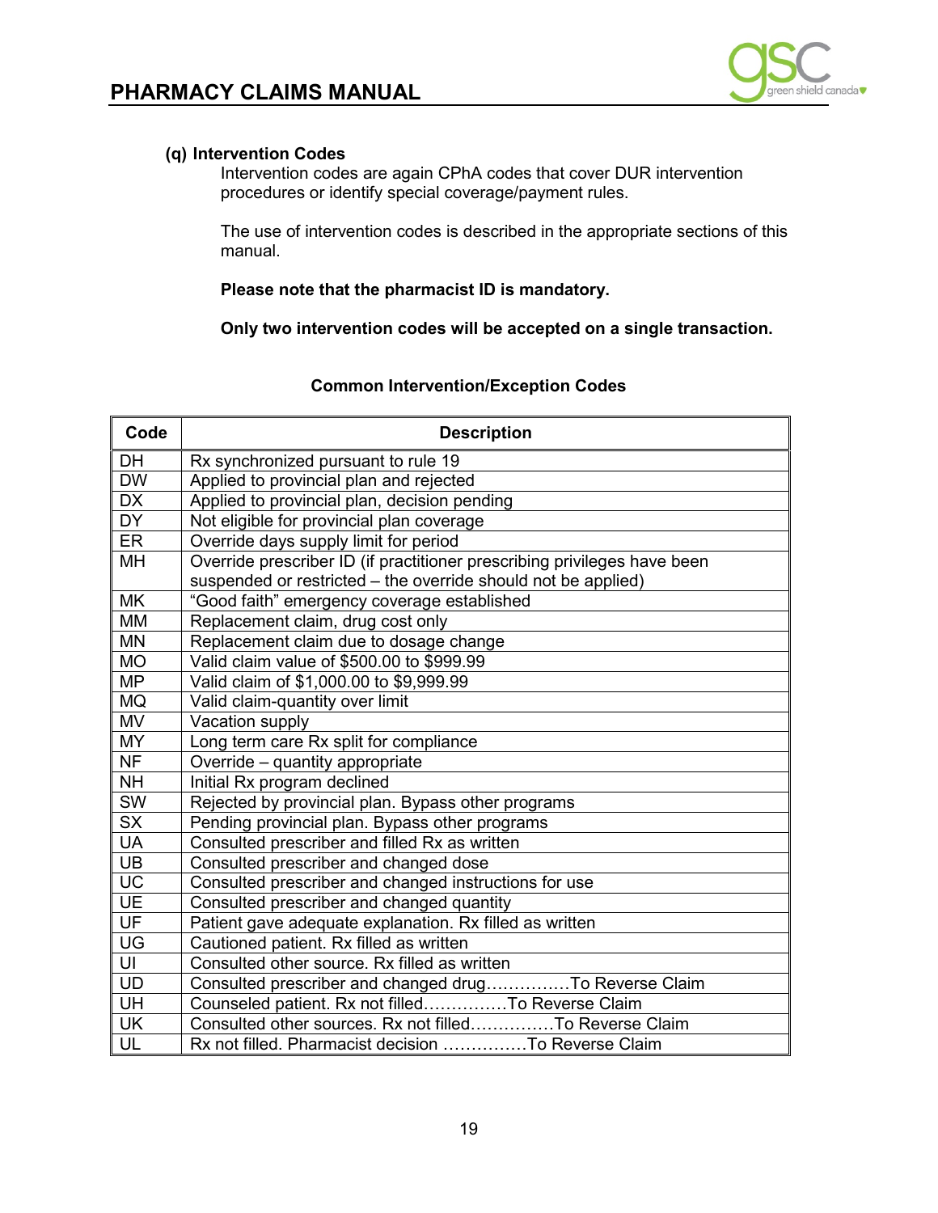### (q) Intervention Codes

Intervention codes are again CPhA codes that cover DUR intervention procedures or identify special coverage/payment rules.

The use of intervention codes is described in the appropriate sections of this manual.

**Please note that the pharmacist ID is mandatory.**

**Only two intervention codes will be accepted on a single transaction.**

**Common Intervention/Exception Codes**

| Code | Description |
|---|---|
| DH | Rx synchronized pursuant to rule 19 |
| DW | Applied to provincial plan and rejected |
| DX | Applied to provincial plan, decision pending |
| DY | Not eligible for provincial plan coverage |
| ER | Override days supply limit for period |
| MH | Override prescriber ID (if practitioner prescribing privileges have been suspended or restricted – the override should not be applied) |
| MK | "Good faith" emergency coverage established |
| MM | Replacement claim, drug cost only |
| MN | Replacement claim due to dosage change |
| MO | Valid claim value of $500.00 to $999.99 |
| MP | Valid claim of $1,000.00 to $9,999.99 |
| MQ | Valid claim-quantity over limit |
| MV | Vacation supply |
| MY | Long term care Rx split for compliance |
| NF | Override – quantity appropriate |
| NH | Initial Rx program declined |
| SW | Rejected by provincial plan. Bypass other programs |
| SX | Pending provincial plan. Bypass other programs |
| UA | Consulted prescriber and filled Rx as written |
| UB | Consulted prescriber and changed dose |
| UC | Consulted prescriber and changed instructions for use |
| UE | Consulted prescriber and changed quantity |
| UF | Patient gave adequate explanation. Rx filled as written |
| UG | Cautioned patient. Rx filled as written |
| UI | Consulted other source. Rx filled as written |
| UD | Consulted prescriber and changed drug……………To Reverse Claim |
| UH | Counseled patient. Rx not filled……………To Reverse Claim |
| UK | Consulted other sources. Rx not filled……………To Reverse Claim |
| UL | Rx not filled. Pharmacist decision ……………To Reverse Claim |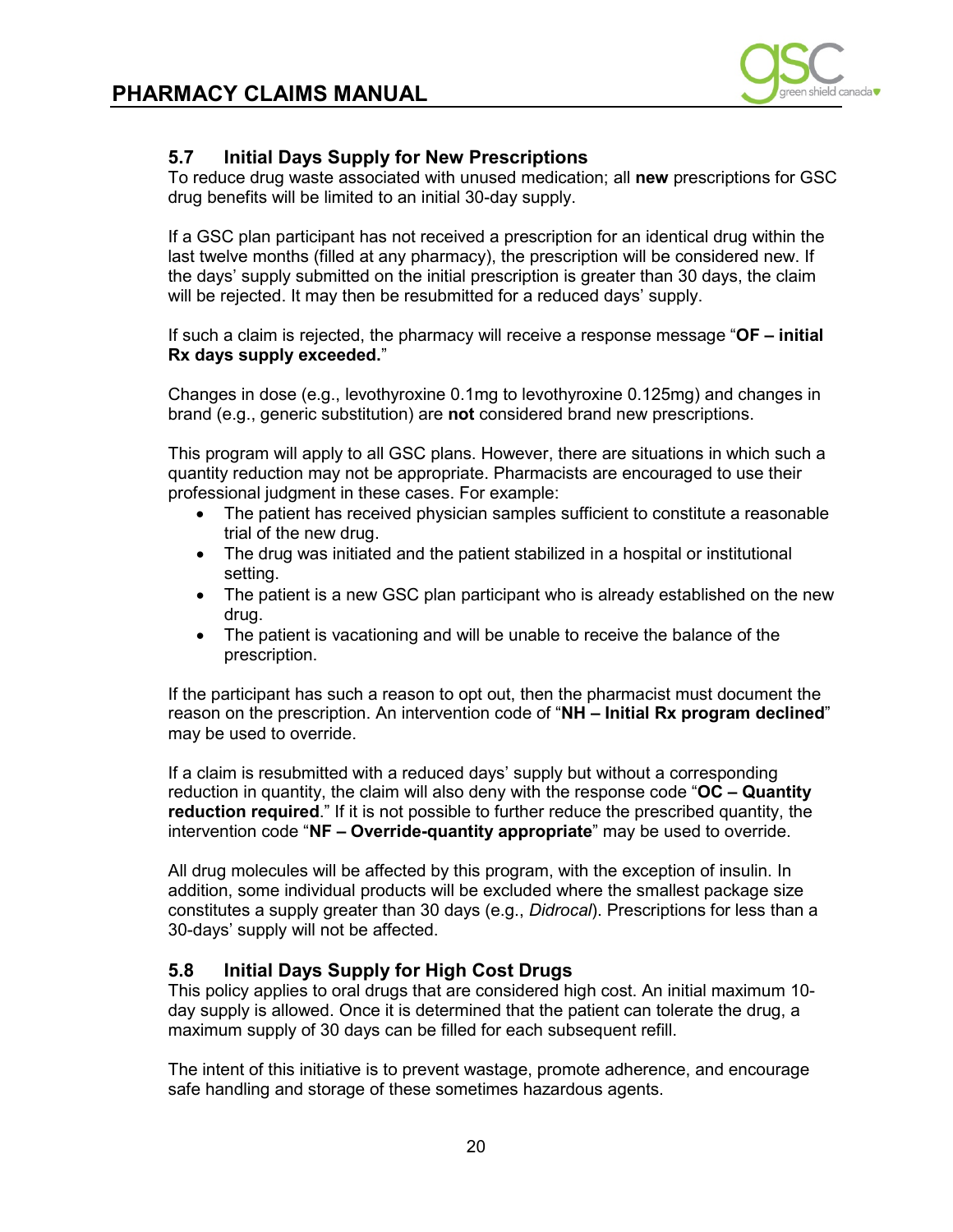## 5.7 Initial Days Supply for New Prescriptions

To reduce drug waste associated with unused medication; all **new** prescriptions for GSC drug benefits will be limited to an initial 30-day supply.

If a GSC plan participant has not received a prescription for an identical drug within the last twelve months (filled at any pharmacy), the prescription will be considered new. If the days' supply submitted on the initial prescription is greater than 30 days, the claim will be rejected. It may then be resubmitted for a reduced days' supply.

If such a claim is rejected, the pharmacy will receive a response message "**OF – initial Rx days supply exceeded.**"

Changes in dose (e.g., levothyroxine 0.1mg to levothyroxine 0.125mg) and changes in brand (e.g., generic substitution) are **not** considered brand new prescriptions.

This program will apply to all GSC plans. However, there are situations in which such a quantity reduction may not be appropriate. Pharmacists are encouraged to use their professional judgment in these cases. For example:

- The patient has received physician samples sufficient to constitute a reasonable trial of the new drug.
- The drug was initiated and the patient stabilized in a hospital or institutional setting.
- The patient is a new GSC plan participant who is already established on the new drug.
- The patient is vacationing and will be unable to receive the balance of the prescription.

If the participant has such a reason to opt out, then the pharmacist must document the reason on the prescription. An intervention code of "**NH – Initial Rx program declined**" may be used to override.

If a claim is resubmitted with a reduced days' supply but without a corresponding reduction in quantity, the claim will also deny with the response code "**OC – Quantity reduction required**." If it is not possible to further reduce the prescribed quantity, the intervention code "**NF – Override-quantity appropriate**" may be used to override.

All drug molecules will be affected by this program, with the exception of insulin. In addition, some individual products will be excluded where the smallest package size constitutes a supply greater than 30 days (e.g., *Didrocal*). Prescriptions for less than a 30-days' supply will not be affected.

## 5.8 Initial Days Supply for High Cost Drugs

This policy applies to oral drugs that are considered high cost. An initial maximum 10-day supply is allowed. Once it is determined that the patient can tolerate the drug, a maximum supply of 30 days can be filled for each subsequent refill.

The intent of this initiative is to prevent wastage, promote adherence, and encourage safe handling and storage of these sometimes hazardous agents.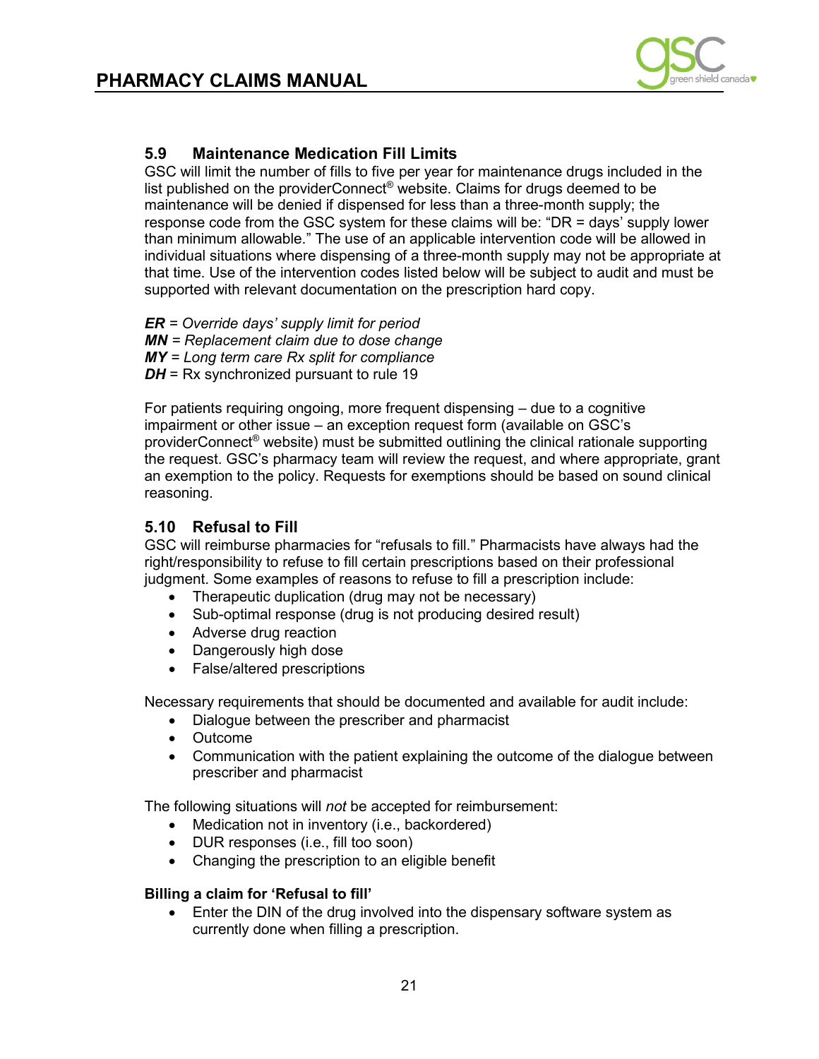## 5.9 Maintenance Medication Fill Limits

GSC will limit the number of fills to five per year for maintenance drugs included in the list published on the providerConnect® website. Claims for drugs deemed to be maintenance will be denied if dispensed for less than a three-month supply; the response code from the GSC system for these claims will be: "DR = days' supply lower than minimum allowable." The use of an applicable intervention code will be allowed in individual situations where dispensing of a three-month supply may not be appropriate at that time. Use of the intervention codes listed below will be subject to audit and must be supported with relevant documentation on the prescription hard copy.

***ER*** *= Override days' supply limit for period*
***MN*** *= Replacement claim due to dose change*
***MY*** *= Long term care Rx split for compliance*
***DH*** = Rx synchronized pursuant to rule 19

For patients requiring ongoing, more frequent dispensing – due to a cognitive impairment or other issue – an exception request form (available on GSC's providerConnect® website) must be submitted outlining the clinical rationale supporting the request. GSC's pharmacy team will review the request, and where appropriate, grant an exemption to the policy. Requests for exemptions should be based on sound clinical reasoning.

## 5.10 Refusal to Fill

GSC will reimburse pharmacies for "refusals to fill." Pharmacists have always had the right/responsibility to refuse to fill certain prescriptions based on their professional judgment. Some examples of reasons to refuse to fill a prescription include:

- Therapeutic duplication (drug may not be necessary)
- Sub-optimal response (drug is not producing desired result)
- Adverse drug reaction
- Dangerously high dose
- False/altered prescriptions

Necessary requirements that should be documented and available for audit include:

- Dialogue between the prescriber and pharmacist
- Outcome
- Communication with the patient explaining the outcome of the dialogue between prescriber and pharmacist

The following situations will *not* be accepted for reimbursement:

- Medication not in inventory (i.e., backordered)
- DUR responses (i.e., fill too soon)
- Changing the prescription to an eligible benefit

**Billing a claim for 'Refusal to fill'**

- Enter the DIN of the drug involved into the dispensary software system as currently done when filling a prescription.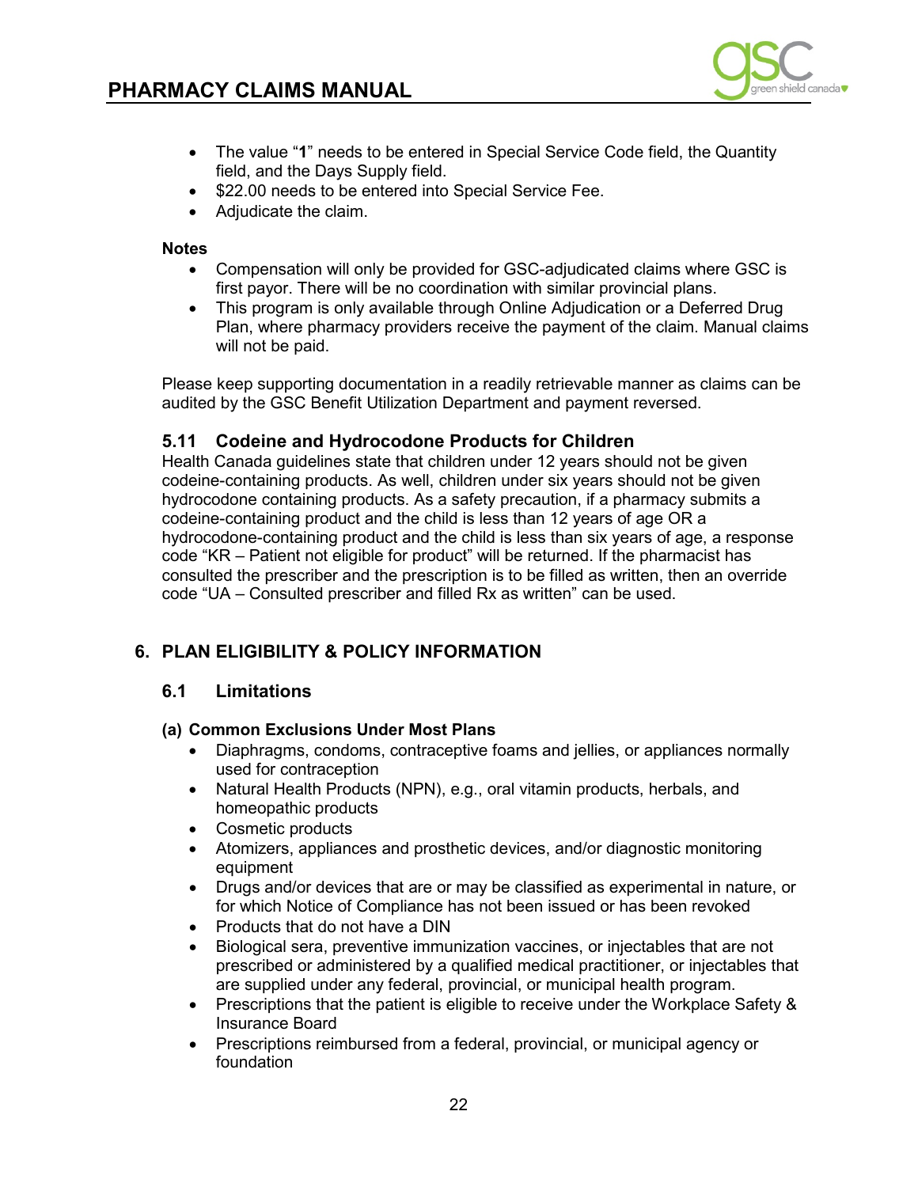- The value "**1**" needs to be entered in Special Service Code field, the Quantity field, and the Days Supply field.
- $22.00 needs to be entered into Special Service Fee.
- Adjudicate the claim.

**Notes**

- Compensation will only be provided for GSC-adjudicated claims where GSC is first payor. There will be no coordination with similar provincial plans.
- This program is only available through Online Adjudication or a Deferred Drug Plan, where pharmacy providers receive the payment of the claim. Manual claims will not be paid.

Please keep supporting documentation in a readily retrievable manner as claims can be audited by the GSC Benefit Utilization Department and payment reversed.

### 5.11 Codeine and Hydrocodone Products for Children

Health Canada guidelines state that children under 12 years should not be given codeine-containing products. As well, children under six years should not be given hydrocodone containing products. As a safety precaution, if a pharmacy submits a codeine-containing product and the child is less than 12 years of age OR a hydrocodone-containing product and the child is less than six years of age, a response code "KR – Patient not eligible for product" will be returned. If the pharmacist has consulted the prescriber and the prescription is to be filled as written, then an override code "UA – Consulted prescriber and filled Rx as written" can be used.

## 6. PLAN ELIGIBILITY & POLICY INFORMATION

### 6.1 Limitations

**(a) Common Exclusions Under Most Plans**

- Diaphragms, condoms, contraceptive foams and jellies, or appliances normally used for contraception
- Natural Health Products (NPN), e.g., oral vitamin products, herbals, and homeopathic products
- Cosmetic products
- Atomizers, appliances and prosthetic devices, and/or diagnostic monitoring equipment
- Drugs and/or devices that are or may be classified as experimental in nature, or for which Notice of Compliance has not been issued or has been revoked
- Products that do not have a DIN
- Biological sera, preventive immunization vaccines, or injectables that are not prescribed or administered by a qualified medical practitioner, or injectables that are supplied under any federal, provincial, or municipal health program.
- Prescriptions that the patient is eligible to receive under the Workplace Safety & Insurance Board
- Prescriptions reimbursed from a federal, provincial, or municipal agency or foundation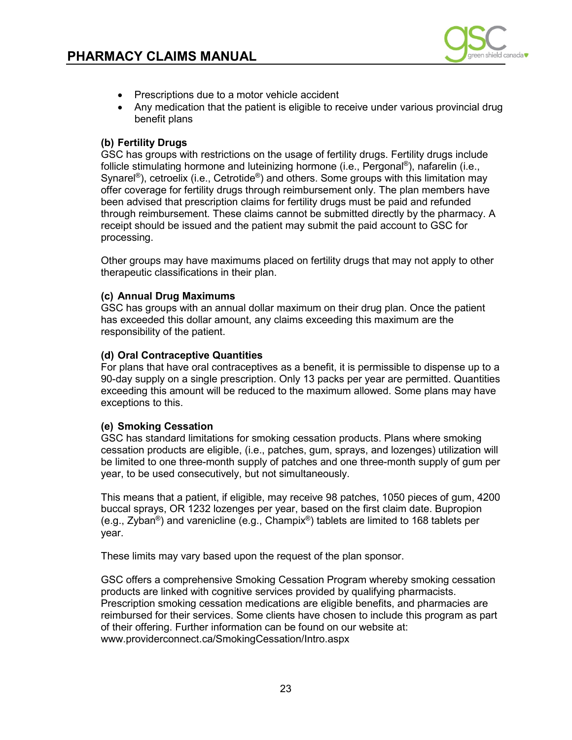- Prescriptions due to a motor vehicle accident
- Any medication that the patient is eligible to receive under various provincial drug benefit plans

#### (b) Fertility Drugs

GSC has groups with restrictions on the usage of fertility drugs. Fertility drugs include follicle stimulating hormone and luteinizing hormone (i.e., Pergonal®), nafarelin (i.e., Synarel®), cetroelix (i.e., Cetrotide®) and others. Some groups with this limitation may offer coverage for fertility drugs through reimbursement only. The plan members have been advised that prescription claims for fertility drugs must be paid and refunded through reimbursement. These claims cannot be submitted directly by the pharmacy. A receipt should be issued and the patient may submit the paid account to GSC for processing.

Other groups may have maximums placed on fertility drugs that may not apply to other therapeutic classifications in their plan.

#### (c) Annual Drug Maximums

GSC has groups with an annual dollar maximum on their drug plan. Once the patient has exceeded this dollar amount, any claims exceeding this maximum are the responsibility of the patient.

#### (d) Oral Contraceptive Quantities

For plans that have oral contraceptives as a benefit, it is permissible to dispense up to a 90-day supply on a single prescription. Only 13 packs per year are permitted. Quantities exceeding this amount will be reduced to the maximum allowed. Some plans may have exceptions to this.

#### (e) Smoking Cessation

GSC has standard limitations for smoking cessation products. Plans where smoking cessation products are eligible, (i.e., patches, gum, sprays, and lozenges) utilization will be limited to one three-month supply of patches and one three-month supply of gum per year, to be used consecutively, but not simultaneously.

This means that a patient, if eligible, may receive 98 patches, 1050 pieces of gum, 4200 buccal sprays, OR 1232 lozenges per year, based on the first claim date. Bupropion (e.g., Zyban®) and varenicline (e.g., Champix®) tablets are limited to 168 tablets per year.

These limits may vary based upon the request of the plan sponsor.

GSC offers a comprehensive Smoking Cessation Program whereby smoking cessation products are linked with cognitive services provided by qualifying pharmacists. Prescription smoking cessation medications are eligible benefits, and pharmacies are reimbursed for their services. Some clients have chosen to include this program as part of their offering. Further information can be found on our website at: www.providerconnect.ca/SmokingCessation/Intro.aspx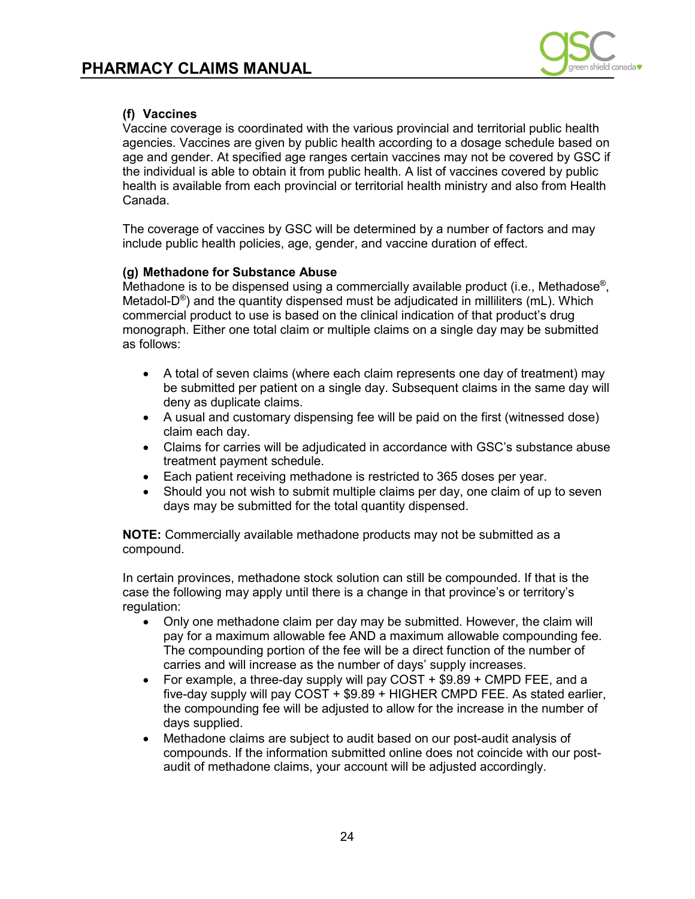#### (f) Vaccines

Vaccine coverage is coordinated with the various provincial and territorial public health agencies. Vaccines are given by public health according to a dosage schedule based on age and gender. At specified age ranges certain vaccines may not be covered by GSC if the individual is able to obtain it from public health. A list of vaccines covered by public health is available from each provincial or territorial health ministry and also from Health Canada.

The coverage of vaccines by GSC will be determined by a number of factors and may include public health policies, age, gender, and vaccine duration of effect.

#### (g) Methadone for Substance Abuse

Methadone is to be dispensed using a commercially available product (i.e., Methadose®, Metadol-D®) and the quantity dispensed must be adjudicated in milliliters (mL). Which commercial product to use is based on the clinical indication of that product's drug monograph. Either one total claim or multiple claims on a single day may be submitted as follows:

- A total of seven claims (where each claim represents one day of treatment) may be submitted per patient on a single day. Subsequent claims in the same day will deny as duplicate claims.
- A usual and customary dispensing fee will be paid on the first (witnessed dose) claim each day.
- Claims for carries will be adjudicated in accordance with GSC's substance abuse treatment payment schedule.
- Each patient receiving methadone is restricted to 365 doses per year.
- Should you not wish to submit multiple claims per day, one claim of up to seven days may be submitted for the total quantity dispensed.

**NOTE:** Commercially available methadone products may not be submitted as a compound.

In certain provinces, methadone stock solution can still be compounded. If that is the case the following may apply until there is a change in that province's or territory's regulation:

- Only one methadone claim per day may be submitted. However, the claim will pay for a maximum allowable fee AND a maximum allowable compounding fee. The compounding portion of the fee will be a direct function of the number of carries and will increase as the number of days' supply increases.
- For example, a three-day supply will pay COST + $9.89 + CMPD FEE, and a five-day supply will pay COST + $9.89 + HIGHER CMPD FEE. As stated earlier, the compounding fee will be adjusted to allow for the increase in the number of days supplied.
- Methadone claims are subject to audit based on our post-audit analysis of compounds. If the information submitted online does not coincide with our post-audit of methadone claims, your account will be adjusted accordingly.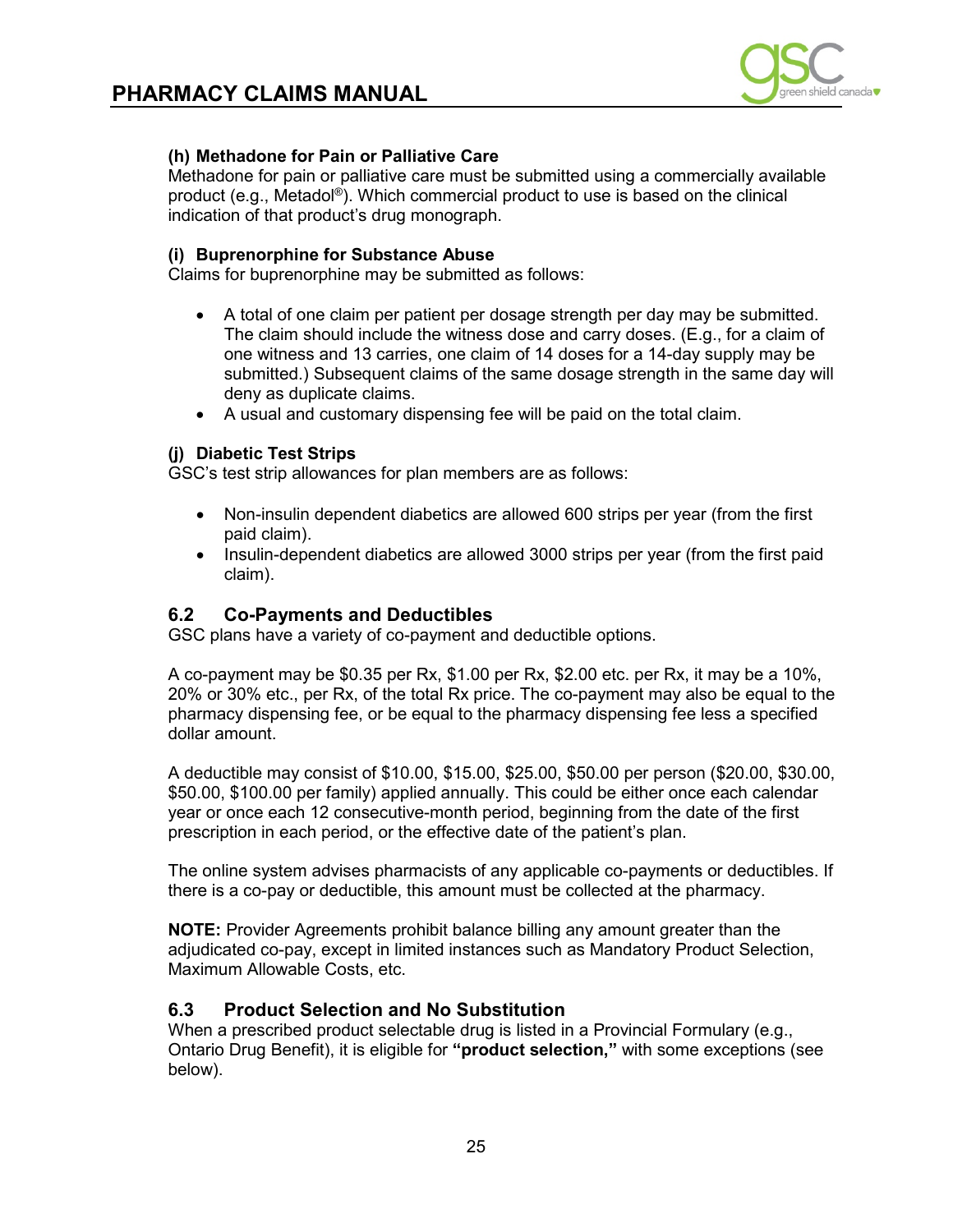#### (h) Methadone for Pain or Palliative Care

Methadone for pain or palliative care must be submitted using a commercially available product (e.g., Metadol®). Which commercial product to use is based on the clinical indication of that product's drug monograph.

#### (i) Buprenorphine for Substance Abuse

Claims for buprenorphine may be submitted as follows:

- A total of one claim per patient per dosage strength per day may be submitted. The claim should include the witness dose and carry doses. (E.g., for a claim of one witness and 13 carries, one claim of 14 doses for a 14-day supply may be submitted.) Subsequent claims of the same dosage strength in the same day will deny as duplicate claims.
- A usual and customary dispensing fee will be paid on the total claim.

#### (j) Diabetic Test Strips

GSC's test strip allowances for plan members are as follows:

- Non-insulin dependent diabetics are allowed 600 strips per year (from the first paid claim).
- Insulin-dependent diabetics are allowed 3000 strips per year (from the first paid claim).

## 6.2 Co-Payments and Deductibles

GSC plans have a variety of co-payment and deductible options.

A co-payment may be $0.35 per Rx, $1.00 per Rx, $2.00 etc. per Rx, it may be a 10%, 20% or 30% etc., per Rx, of the total Rx price. The co-payment may also be equal to the pharmacy dispensing fee, or be equal to the pharmacy dispensing fee less a specified dollar amount.

A deductible may consist of $10.00, $15.00, $25.00, $50.00 per person ($20.00, $30.00, $50.00, $100.00 per family) applied annually. This could be either once each calendar year or once each 12 consecutive-month period, beginning from the date of the first prescription in each period, or the effective date of the patient's plan.

The online system advises pharmacists of any applicable co-payments or deductibles. If there is a co-pay or deductible, this amount must be collected at the pharmacy.

**NOTE:** Provider Agreements prohibit balance billing any amount greater than the adjudicated co-pay, except in limited instances such as Mandatory Product Selection, Maximum Allowable Costs, etc.

## 6.3 Product Selection and No Substitution

When a prescribed product selectable drug is listed in a Provincial Formulary (e.g., Ontario Drug Benefit), it is eligible for **"product selection,"** with some exceptions (see below).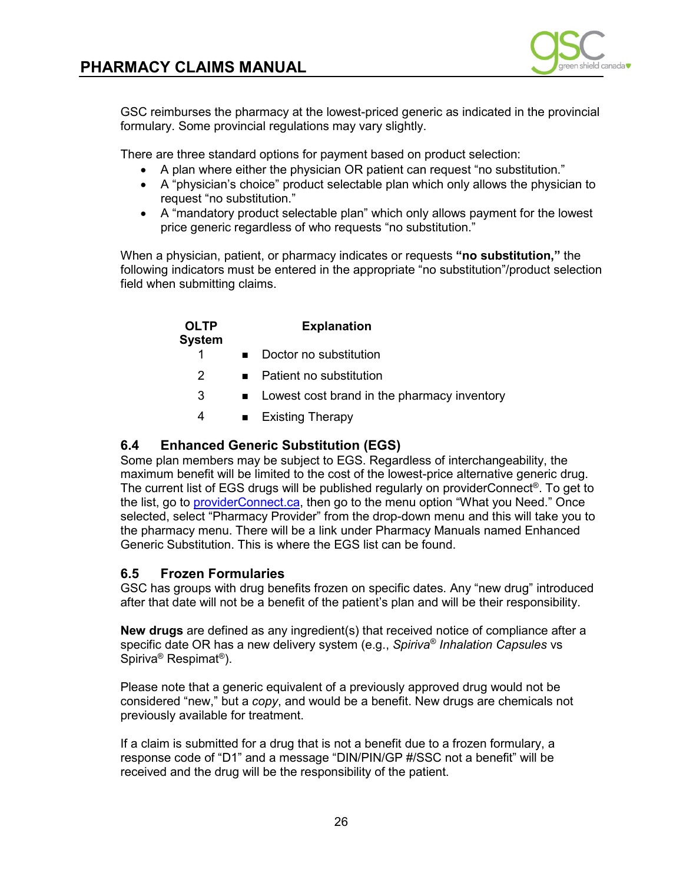GSC reimburses the pharmacy at the lowest-priced generic as indicated in the provincial formulary. Some provincial regulations may vary slightly.

There are three standard options for payment based on product selection:

- A plan where either the physician OR patient can request “no substitution.”
- A “physician’s choice” product selectable plan which only allows the physician to request “no substitution.”
- A “mandatory product selectable plan” which only allows payment for the lowest price generic regardless of who requests “no substitution.”

When a physician, patient, or pharmacy indicates or requests **“no substitution,”** the following indicators must be entered in the appropriate “no substitution”/product selection field when submitting claims.

| OLTP System | Explanation |
|---|---|
| 1 | Doctor no substitution |
| 2 | Patient no substitution |
| 3 | Lowest cost brand in the pharmacy inventory |
| 4 | Existing Therapy |

## 6.4 Enhanced Generic Substitution (EGS)

Some plan members may be subject to EGS. Regardless of interchangeability, the maximum benefit will be limited to the cost of the lowest-price alternative generic drug. The current list of EGS drugs will be published regularly on providerConnect®. To get to the list, go to providerConnect.ca, then go to the menu option “What you Need.” Once selected, select “Pharmacy Provider” from the drop-down menu and this will take you to the pharmacy menu. There will be a link under Pharmacy Manuals named Enhanced Generic Substitution. This is where the EGS list can be found.

## 6.5 Frozen Formularies

GSC has groups with drug benefits frozen on specific dates. Any “new drug” introduced after that date will not be a benefit of the patient’s plan and will be their responsibility.

**New drugs** are defined as any ingredient(s) that received notice of compliance after a specific date OR has a new delivery system (e.g., *Spiriva® Inhalation Capsules* vs Spiriva® Respimat®).

Please note that a generic equivalent of a previously approved drug would not be considered “new,” but a *copy*, and would be a benefit. New drugs are chemicals not previously available for treatment.

If a claim is submitted for a drug that is not a benefit due to a frozen formulary, a response code of “D1” and a message “DIN/PIN/GP #/SSC not a benefit” will be received and the drug will be the responsibility of the patient.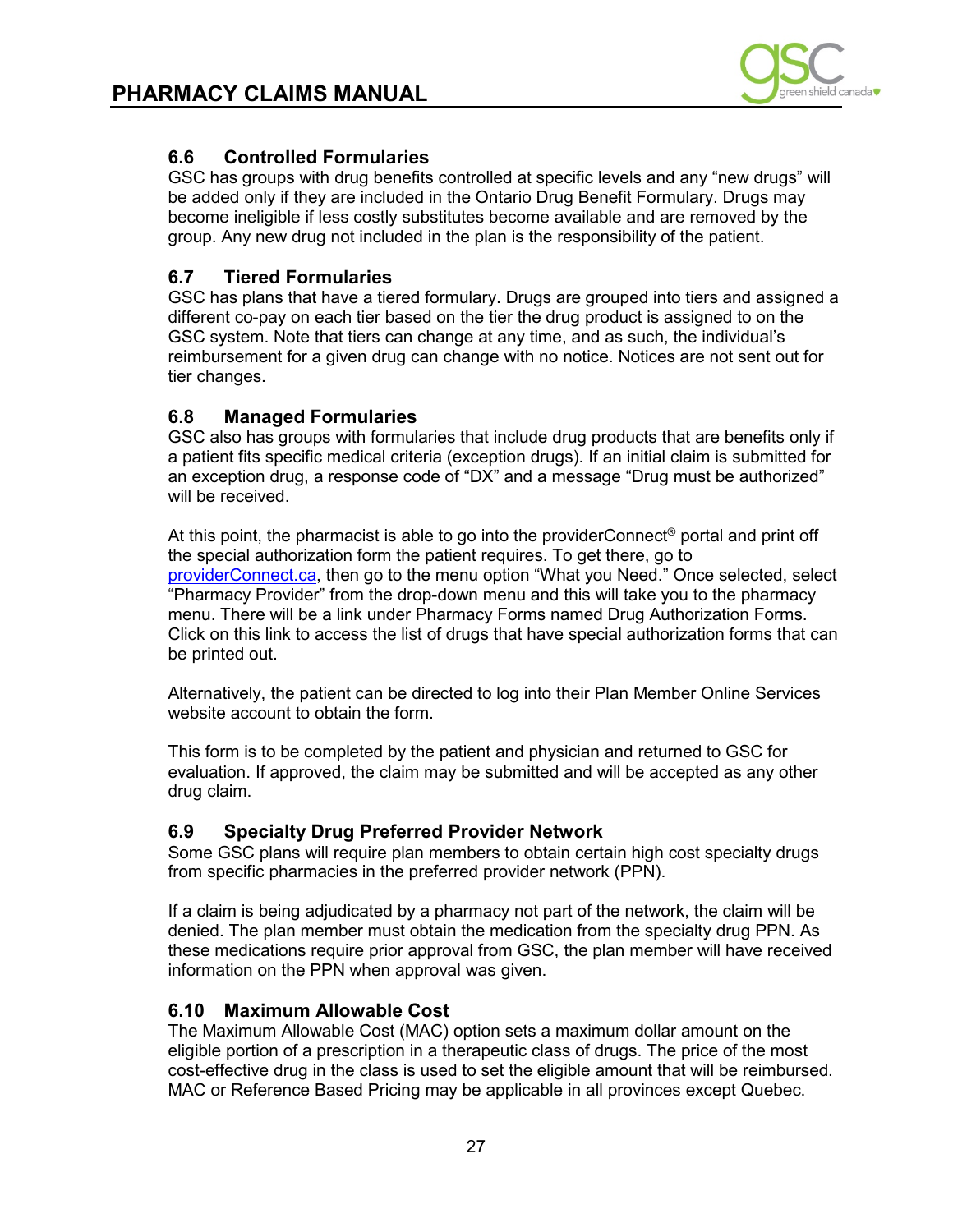## 6.6 Controlled Formularies

GSC has groups with drug benefits controlled at specific levels and any "new drugs" will be added only if they are included in the Ontario Drug Benefit Formulary. Drugs may become ineligible if less costly substitutes become available and are removed by the group. Any new drug not included in the plan is the responsibility of the patient.

## 6.7 Tiered Formularies

GSC has plans that have a tiered formulary. Drugs are grouped into tiers and assigned a different co-pay on each tier based on the tier the drug product is assigned to on the GSC system. Note that tiers can change at any time, and as such, the individual's reimbursement for a given drug can change with no notice. Notices are not sent out for tier changes.

## 6.8 Managed Formularies

GSC also has groups with formularies that include drug products that are benefits only if a patient fits specific medical criteria (exception drugs). If an initial claim is submitted for an exception drug, a response code of "DX" and a message "Drug must be authorized" will be received.

At this point, the pharmacist is able to go into the providerConnect® portal and print off the special authorization form the patient requires. To get there, go to providerConnect.ca, then go to the menu option "What you Need." Once selected, select "Pharmacy Provider" from the drop-down menu and this will take you to the pharmacy menu. There will be a link under Pharmacy Forms named Drug Authorization Forms. Click on this link to access the list of drugs that have special authorization forms that can be printed out.

Alternatively, the patient can be directed to log into their Plan Member Online Services website account to obtain the form.

This form is to be completed by the patient and physician and returned to GSC for evaluation. If approved, the claim may be submitted and will be accepted as any other drug claim.

## 6.9 Specialty Drug Preferred Provider Network

Some GSC plans will require plan members to obtain certain high cost specialty drugs from specific pharmacies in the preferred provider network (PPN).

If a claim is being adjudicated by a pharmacy not part of the network, the claim will be denied. The plan member must obtain the medication from the specialty drug PPN. As these medications require prior approval from GSC, the plan member will have received information on the PPN when approval was given.

## 6.10 Maximum Allowable Cost

The Maximum Allowable Cost (MAC) option sets a maximum dollar amount on the eligible portion of a prescription in a therapeutic class of drugs. The price of the most cost-effective drug in the class is used to set the eligible amount that will be reimbursed. MAC or Reference Based Pricing may be applicable in all provinces except Quebec.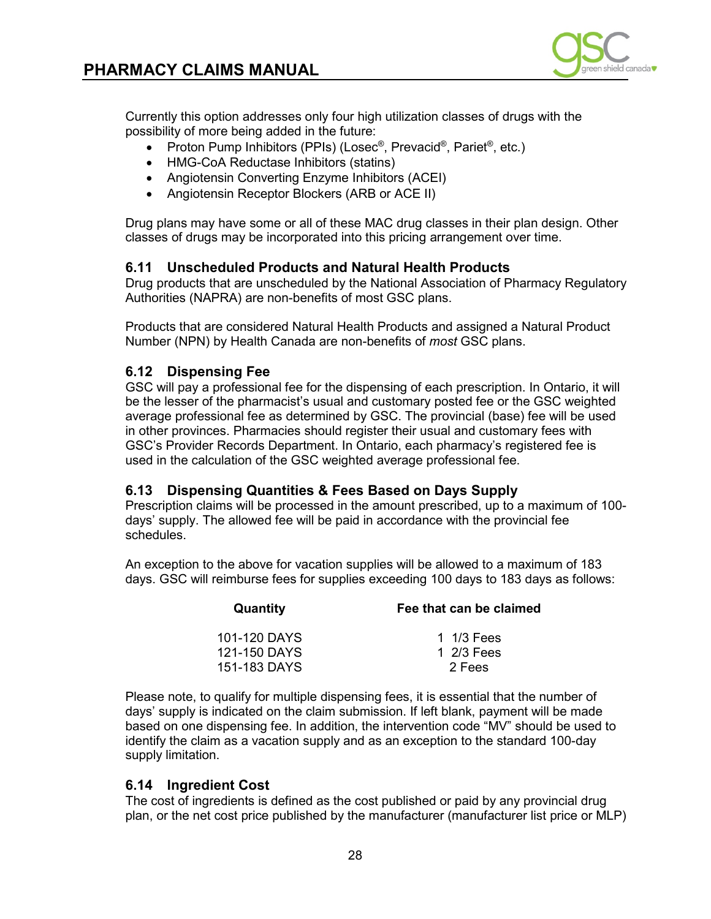Currently this option addresses only four high utilization classes of drugs with the possibility of more being added in the future:

- Proton Pump Inhibitors (PPIs) (Losec®, Prevacid®, Pariet®, etc.)
- HMG-CoA Reductase Inhibitors (statins)
- Angiotensin Converting Enzyme Inhibitors (ACEI)
- Angiotensin Receptor Blockers (ARB or ACE II)

Drug plans may have some or all of these MAC drug classes in their plan design. Other classes of drugs may be incorporated into this pricing arrangement over time.

### 6.11 Unscheduled Products and Natural Health Products

Drug products that are unscheduled by the National Association of Pharmacy Regulatory Authorities (NAPRA) are non-benefits of most GSC plans.

Products that are considered Natural Health Products and assigned a Natural Product Number (NPN) by Health Canada are non-benefits of *most* GSC plans.

### 6.12 Dispensing Fee

GSC will pay a professional fee for the dispensing of each prescription. In Ontario, it will be the lesser of the pharmacist's usual and customary posted fee or the GSC weighted average professional fee as determined by GSC. The provincial (base) fee will be used in other provinces. Pharmacies should register their usual and customary fees with GSC's Provider Records Department. In Ontario, each pharmacy's registered fee is used in the calculation of the GSC weighted average professional fee.

### 6.13 Dispensing Quantities & Fees Based on Days Supply

Prescription claims will be processed in the amount prescribed, up to a maximum of 100-days' supply. The allowed fee will be paid in accordance with the provincial fee schedules.

An exception to the above for vacation supplies will be allowed to a maximum of 183 days. GSC will reimburse fees for supplies exceeding 100 days to 183 days as follows:

| Quantity | Fee that can be claimed |
|---|---|
| 101-120 DAYS | 1 1/3 Fees |
| 121-150 DAYS | 1 2/3 Fees |
| 151-183 DAYS | 2 Fees |

Please note, to qualify for multiple dispensing fees, it is essential that the number of days' supply is indicated on the claim submission. If left blank, payment will be made based on one dispensing fee. In addition, the intervention code "MV" should be used to identify the claim as a vacation supply and as an exception to the standard 100-day supply limitation.

### 6.14 Ingredient Cost

The cost of ingredients is defined as the cost published or paid by any provincial drug plan, or the net cost price published by the manufacturer (manufacturer list price or MLP)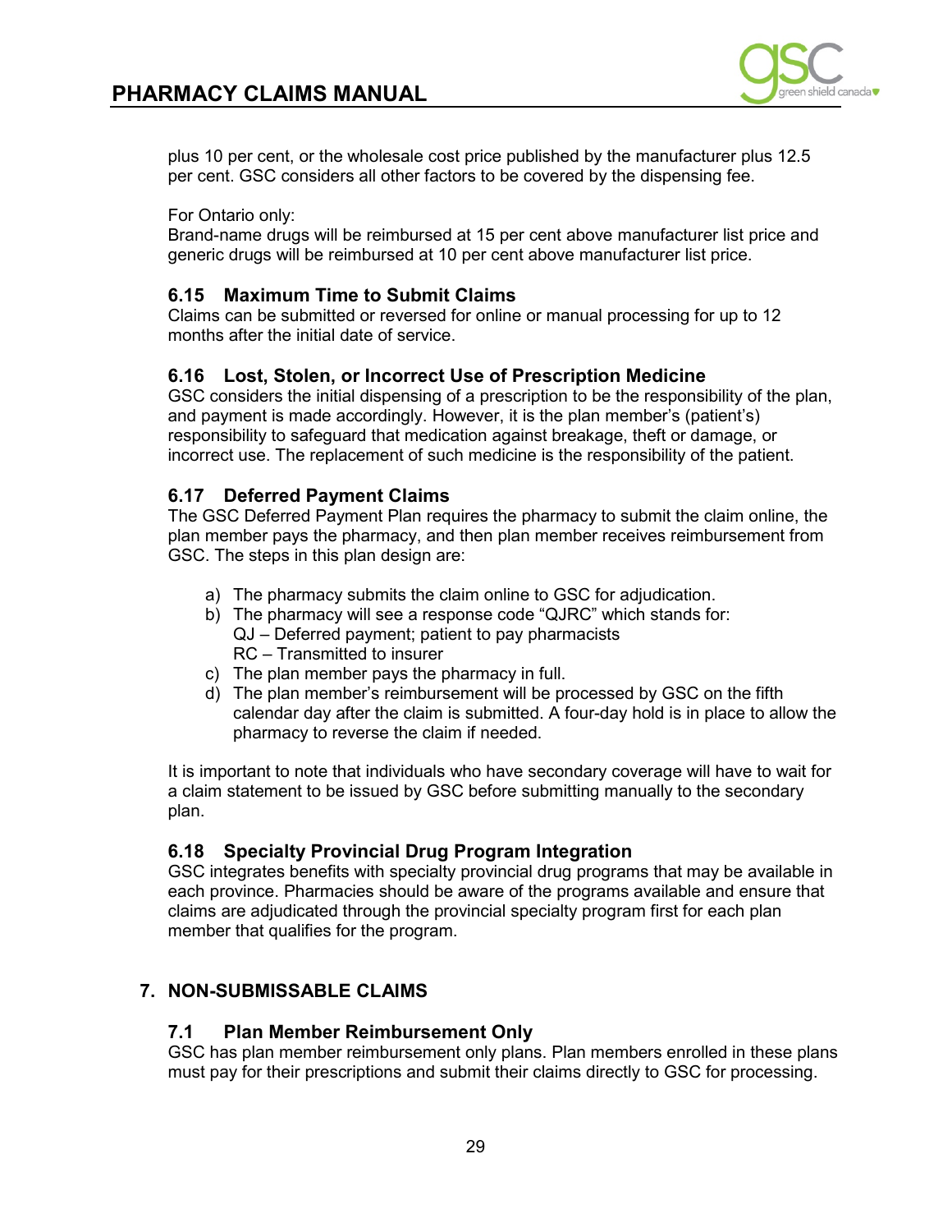plus 10 per cent, or the wholesale cost price published by the manufacturer plus 12.5 per cent. GSC considers all other factors to be covered by the dispensing fee.

For Ontario only:
Brand-name drugs will be reimbursed at 15 per cent above manufacturer list price and generic drugs will be reimbursed at 10 per cent above manufacturer list price.

### 6.15 Maximum Time to Submit Claims

Claims can be submitted or reversed for online or manual processing for up to 12 months after the initial date of service.

### 6.16 Lost, Stolen, or Incorrect Use of Prescription Medicine

GSC considers the initial dispensing of a prescription to be the responsibility of the plan, and payment is made accordingly. However, it is the plan member's (patient's) responsibility to safeguard that medication against breakage, theft or damage, or incorrect use. The replacement of such medicine is the responsibility of the patient.

### 6.17 Deferred Payment Claims

The GSC Deferred Payment Plan requires the pharmacy to submit the claim online, the plan member pays the pharmacy, and then plan member receives reimbursement from GSC. The steps in this plan design are:

a) The pharmacy submits the claim online to GSC for adjudication.
b) The pharmacy will see a response code "QJRC" which stands for:
   QJ – Deferred payment; patient to pay pharmacists
   RC – Transmitted to insurer
c) The plan member pays the pharmacy in full.
d) The plan member's reimbursement will be processed by GSC on the fifth calendar day after the claim is submitted. A four-day hold is in place to allow the pharmacy to reverse the claim if needed.

It is important to note that individuals who have secondary coverage will have to wait for a claim statement to be issued by GSC before submitting manually to the secondary plan.

### 6.18 Specialty Provincial Drug Program Integration

GSC integrates benefits with specialty provincial drug programs that may be available in each province. Pharmacies should be aware of the programs available and ensure that claims are adjudicated through the provincial specialty program first for each plan member that qualifies for the program.

## 7. NON-SUBMISSABLE CLAIMS

### 7.1 Plan Member Reimbursement Only

GSC has plan member reimbursement only plans. Plan members enrolled in these plans must pay for their prescriptions and submit their claims directly to GSC for processing.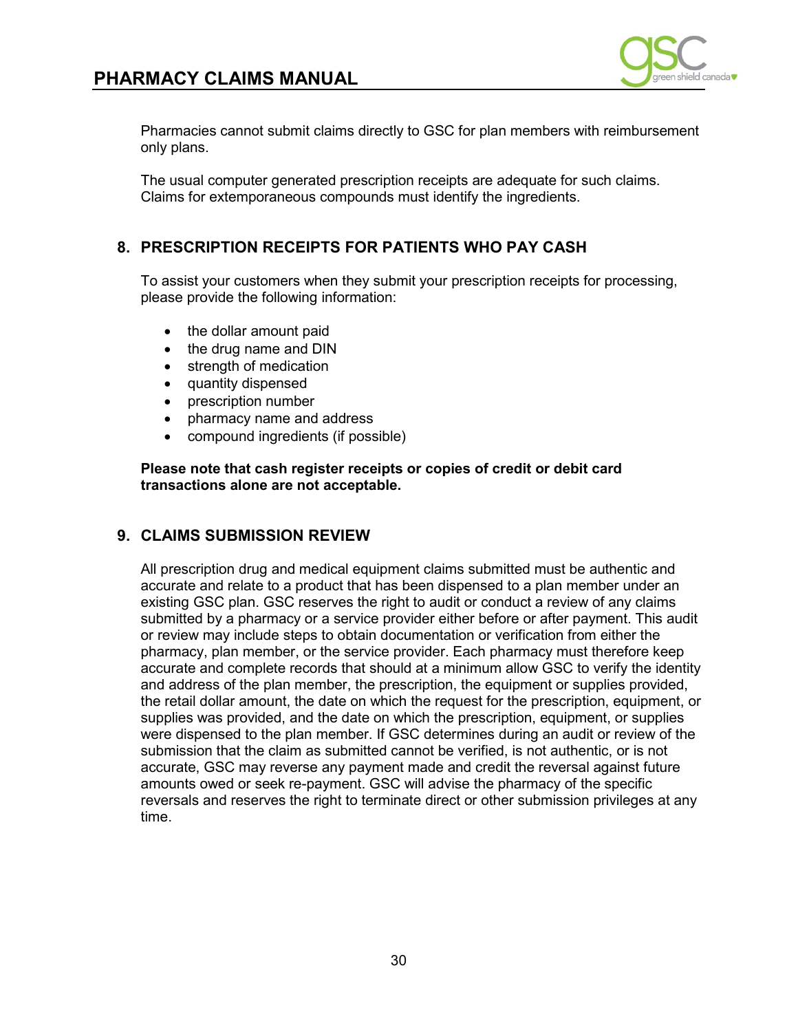Pharmacies cannot submit claims directly to GSC for plan members with reimbursement only plans.

The usual computer generated prescription receipts are adequate for such claims. Claims for extemporaneous compounds must identify the ingredients.

## 8. PRESCRIPTION RECEIPTS FOR PATIENTS WHO PAY CASH

To assist your customers when they submit your prescription receipts for processing, please provide the following information:

- the dollar amount paid
- the drug name and DIN
- strength of medication
- quantity dispensed
- prescription number
- pharmacy name and address
- compound ingredients (if possible)

**Please note that cash register receipts or copies of credit or debit card transactions alone are not acceptable.**

## 9. CLAIMS SUBMISSION REVIEW

All prescription drug and medical equipment claims submitted must be authentic and accurate and relate to a product that has been dispensed to a plan member under an existing GSC plan. GSC reserves the right to audit or conduct a review of any claims submitted by a pharmacy or a service provider either before or after payment. This audit or review may include steps to obtain documentation or verification from either the pharmacy, plan member, or the service provider. Each pharmacy must therefore keep accurate and complete records that should at a minimum allow GSC to verify the identity and address of the plan member, the prescription, the equipment or supplies provided, the retail dollar amount, the date on which the request for the prescription, equipment, or supplies was provided, and the date on which the prescription, equipment, or supplies were dispensed to the plan member. If GSC determines during an audit or review of the submission that the claim as submitted cannot be verified, is not authentic, or is not accurate, GSC may reverse any payment made and credit the reversal against future amounts owed or seek re-payment. GSC will advise the pharmacy of the specific reversals and reserves the right to terminate direct or other submission privileges at any time.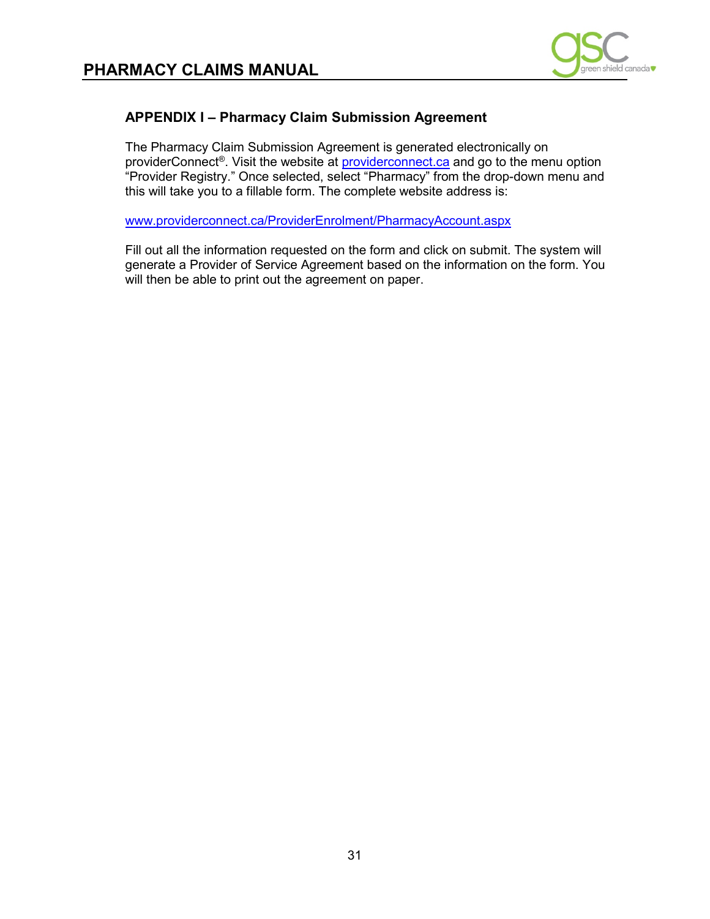## APPENDIX I – Pharmacy Claim Submission Agreement

The Pharmacy Claim Submission Agreement is generated electronically on providerConnect®. Visit the website at [providerconnect.ca](http://providerconnect.ca) and go to the menu option "Provider Registry." Once selected, select "Pharmacy" from the drop-down menu and this will take you to a fillable form. The complete website address is:

[www.providerconnect.ca/ProviderEnrolment/PharmacyAccount.aspx](http://www.providerconnect.ca/ProviderEnrolment/PharmacyAccount.aspx)

Fill out all the information requested on the form and click on submit. The system will generate a Provider of Service Agreement based on the information on the form. You will then be able to print out the agreement on paper.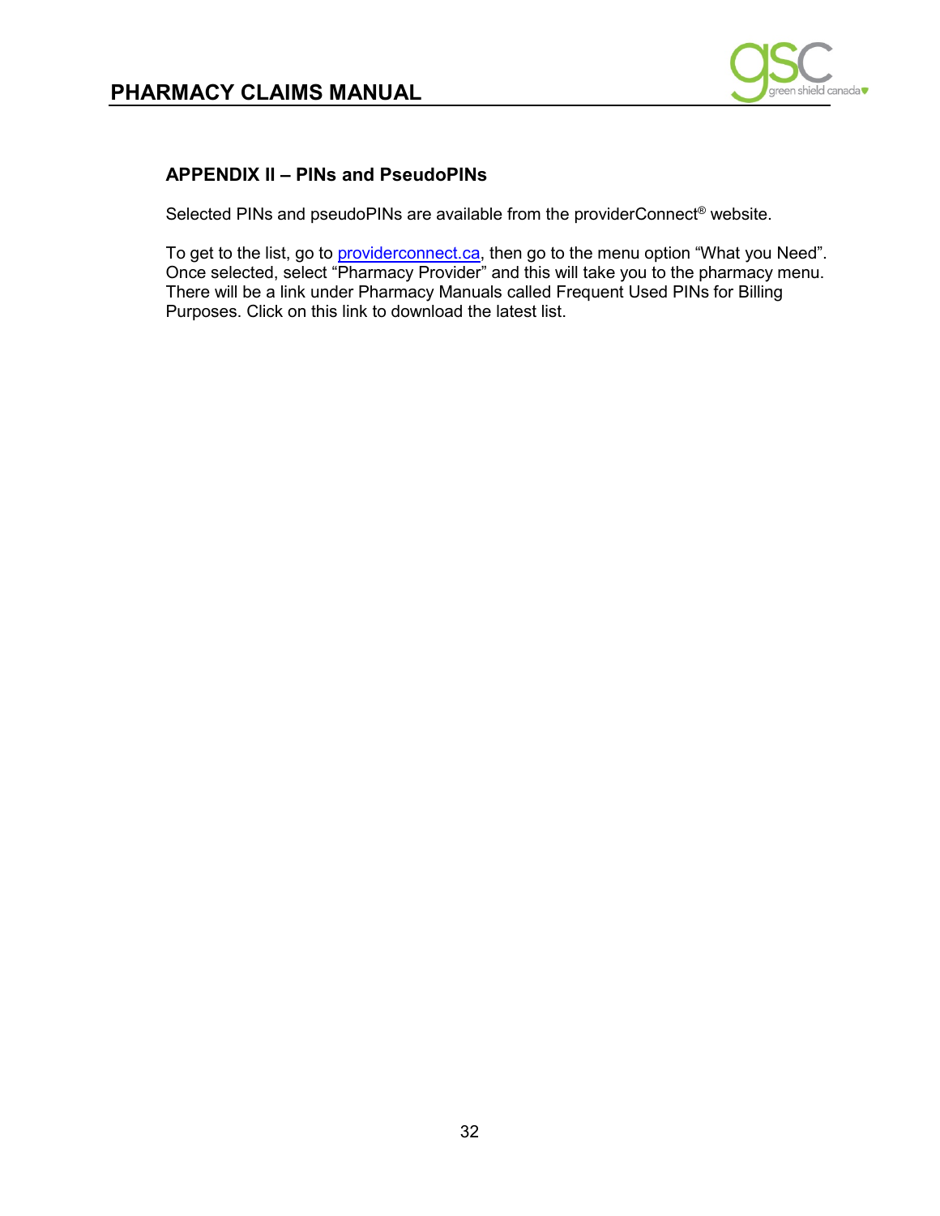## APPENDIX II – PINs and PseudoPINs

Selected PINs and pseudoPINs are available from the providerConnect® website.

To get to the list, go to [providerconnect.ca](providerconnect.ca), then go to the menu option "What you Need". Once selected, select "Pharmacy Provider" and this will take you to the pharmacy menu. There will be a link under Pharmacy Manuals called Frequent Used PINs for Billing Purposes. Click on this link to download the latest list.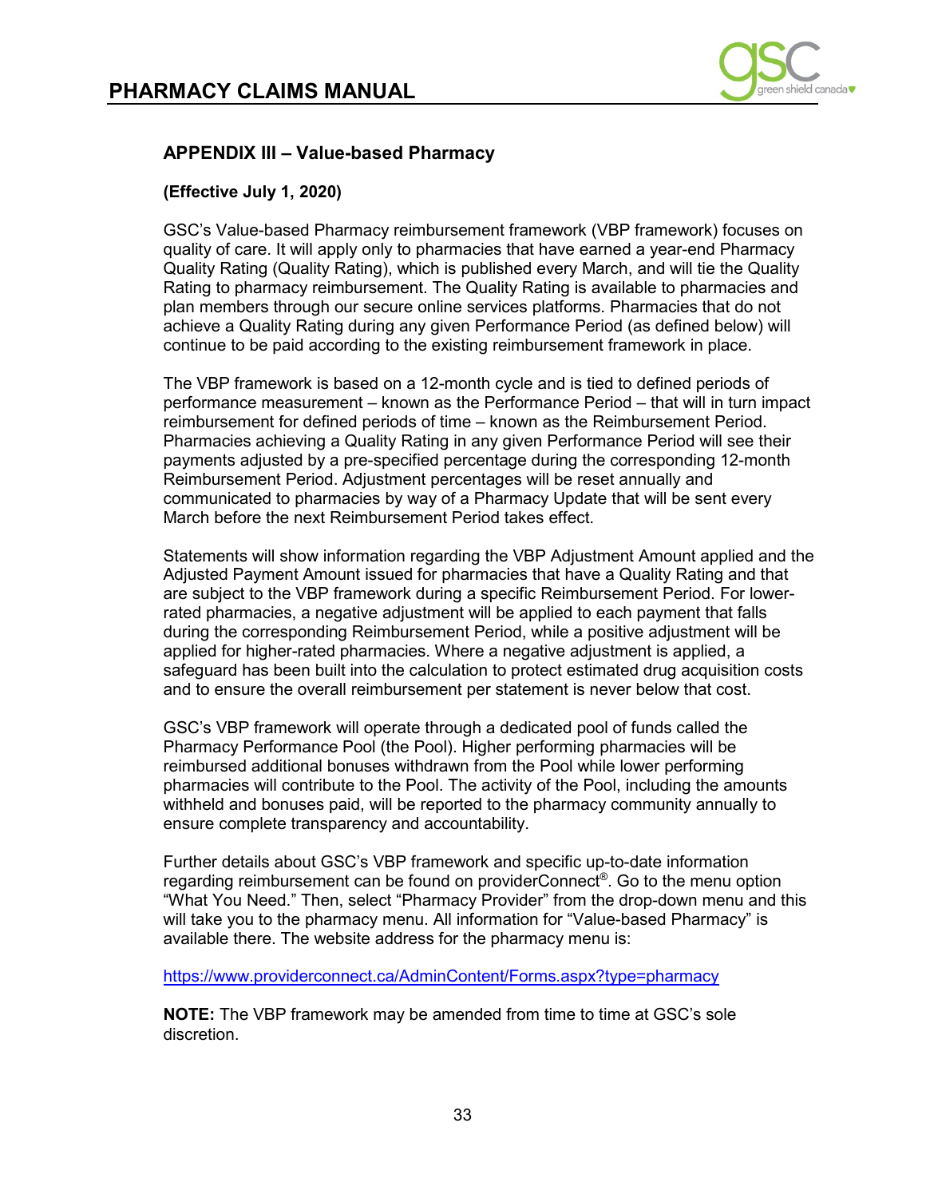## APPENDIX III – Value-based Pharmacy

**(Effective July 1, 2020)**

GSC's Value-based Pharmacy reimbursement framework (VBP framework) focuses on quality of care. It will apply only to pharmacies that have earned a year-end Pharmacy Quality Rating (Quality Rating), which is published every March, and will tie the Quality Rating to pharmacy reimbursement. The Quality Rating is available to pharmacies and plan members through our secure online services platforms. Pharmacies that do not achieve a Quality Rating during any given Performance Period (as defined below) will continue to be paid according to the existing reimbursement framework in place.

The VBP framework is based on a 12-month cycle and is tied to defined periods of performance measurement – known as the Performance Period – that will in turn impact reimbursement for defined periods of time – known as the Reimbursement Period. Pharmacies achieving a Quality Rating in any given Performance Period will see their payments adjusted by a pre-specified percentage during the corresponding 12-month Reimbursement Period. Adjustment percentages will be reset annually and communicated to pharmacies by way of a Pharmacy Update that will be sent every March before the next Reimbursement Period takes effect.

Statements will show information regarding the VBP Adjustment Amount applied and the Adjusted Payment Amount issued for pharmacies that have a Quality Rating and that are subject to the VBP framework during a specific Reimbursement Period. For lower-rated pharmacies, a negative adjustment will be applied to each payment that falls during the corresponding Reimbursement Period, while a positive adjustment will be applied for higher-rated pharmacies. Where a negative adjustment is applied, a safeguard has been built into the calculation to protect estimated drug acquisition costs and to ensure the overall reimbursement per statement is never below that cost.

GSC's VBP framework will operate through a dedicated pool of funds called the Pharmacy Performance Pool (the Pool). Higher performing pharmacies will be reimbursed additional bonuses withdrawn from the Pool while lower performing pharmacies will contribute to the Pool. The activity of the Pool, including the amounts withheld and bonuses paid, will be reported to the pharmacy community annually to ensure complete transparency and accountability.

Further details about GSC's VBP framework and specific up-to-date information regarding reimbursement can be found on providerConnect®. Go to the menu option "What You Need." Then, select "Pharmacy Provider" from the drop-down menu and this will take you to the pharmacy menu. All information for "Value-based Pharmacy" is available there. The website address for the pharmacy menu is:

https://www.providerconnect.ca/AdminContent/Forms.aspx?type=pharmacy

**NOTE:** The VBP framework may be amended from time to time at GSC's sole discretion.